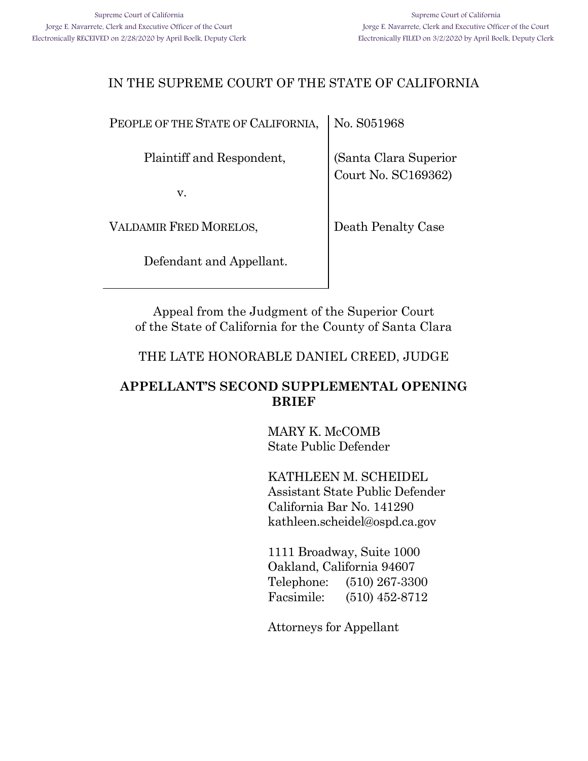Supreme Court of California
Jorge E. Navarrete, Clerk and Executive Officer of the Court
Electronically RECEIVED on 2/28/2020 by April Boelk, Deputy Clerk

Supreme Court of California
Jorge E. Navarrete, Clerk and Executive Officer of the Court
Electronically FILED on 3/2/2020 by April Boelk, Deputy Clerk

# IN THE SUPREME COURT OF THE STATE OF CALIFORNIA

| | |
|---|---|
| PEOPLE OF THE STATE OF CALIFORNIA, | No. S051968 |
| Plaintiff and Respondent, | (Santa Clara Superior Court No. SC169362) |
| v. | |
| VALDAMIR FRED MORELOS, | Death Penalty Case |
| Defendant and Appellant. | |

Appeal from the Judgment of the Superior Court of the State of California for the County of Santa Clara

THE LATE HONORABLE DANIEL CREED, JUDGE

## APPELLANT'S SECOND SUPPLEMENTAL OPENING BRIEF

MARY K. McCOMB
State Public Defender

KATHLEEN M. SCHEIDEL
Assistant State Public Defender
California Bar No. 141290
kathleen.scheidel@ospd.ca.gov

1111 Broadway, Suite 1000
Oakland, California 94607
Telephone: (510) 267-3300
Facsimile: (510) 452-8712

Attorneys for Appellant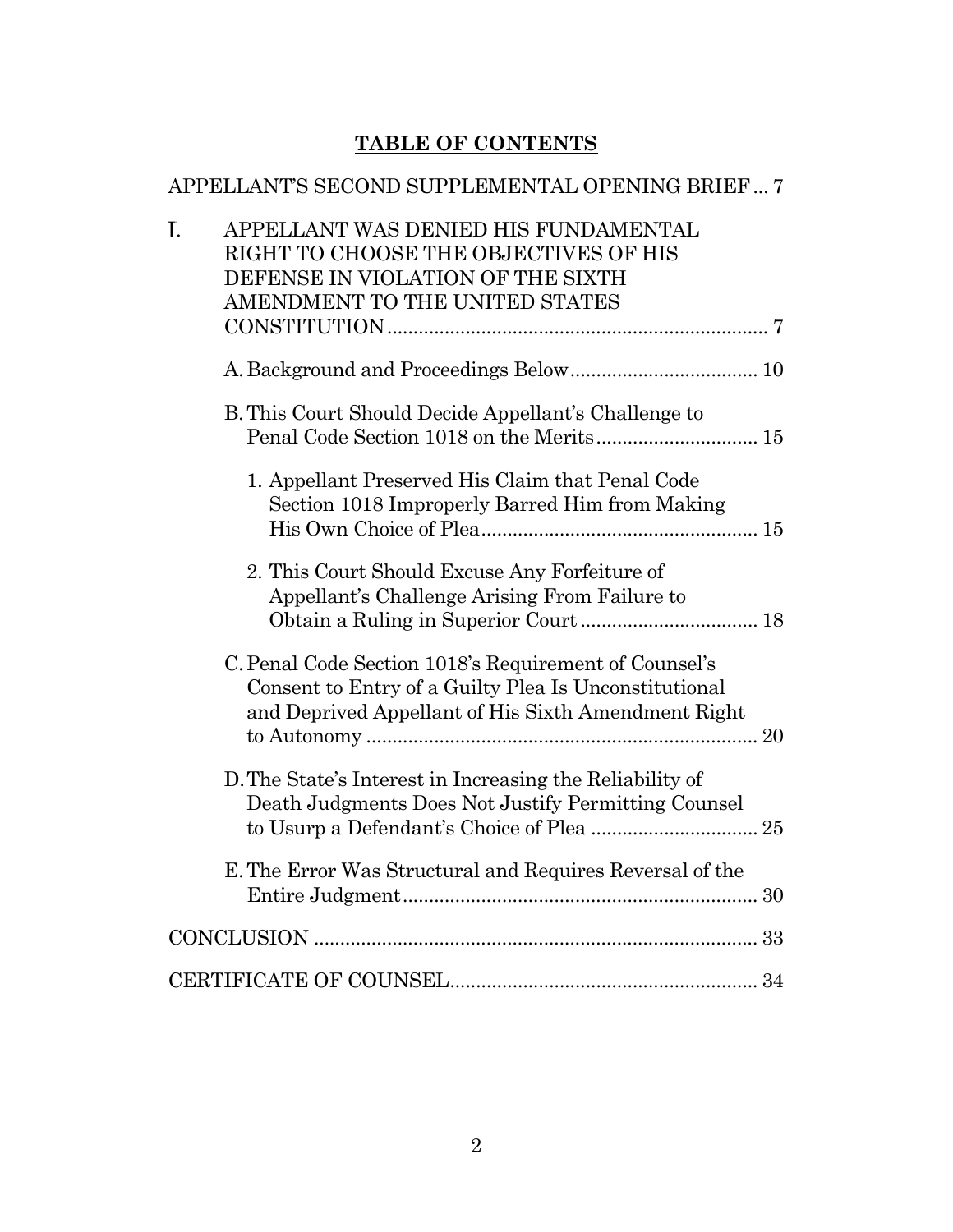# TABLE OF CONTENTS

APPELLANT'S SECOND SUPPLEMENTAL OPENING BRIEF ... 7

I. APPELLANT WAS DENIED HIS FUNDAMENTAL RIGHT TO CHOOSE THE OBJECTIVES OF HIS DEFENSE IN VIOLATION OF THE SIXTH AMENDMENT TO THE UNITED STATES CONSTITUTION ... 7

  A. Background and Proceedings Below ... 10

  B. This Court Should Decide Appellant's Challenge to Penal Code Section 1018 on the Merits ... 15

    1. Appellant Preserved His Claim that Penal Code Section 1018 Improperly Barred Him from Making His Own Choice of Plea ... 15

    2. This Court Should Excuse Any Forfeiture of Appellant's Challenge Arising From Failure to Obtain a Ruling in Superior Court ... 18

  C. Penal Code Section 1018's Requirement of Counsel's Consent to Entry of a Guilty Plea Is Unconstitutional and Deprived Appellant of His Sixth Amendment Right to Autonomy ... 20

  D. The State's Interest in Increasing the Reliability of Death Judgments Does Not Justify Permitting Counsel to Usurp a Defendant's Choice of Plea ... 25

  E. The Error Was Structural and Requires Reversal of the Entire Judgment ... 30

CONCLUSION ... 33

CERTIFICATE OF COUNSEL ... 34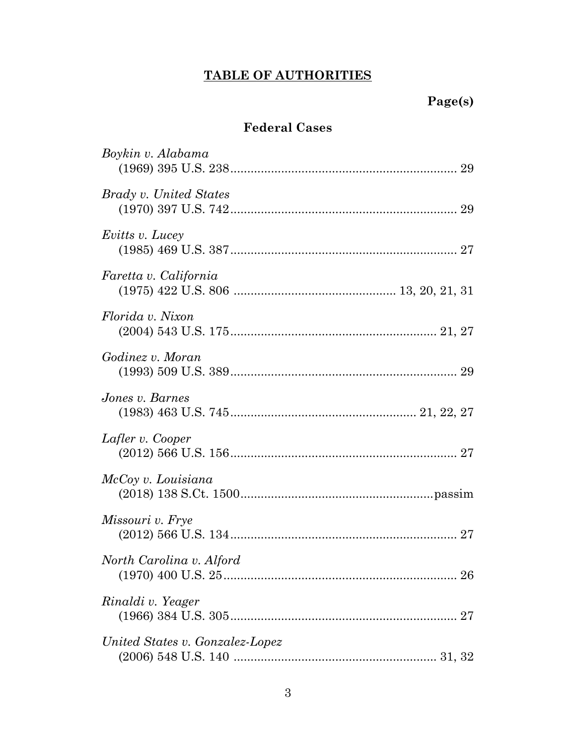# TABLE OF AUTHORITIES

**Page(s)**

## Federal Cases

*Boykin v. Alabama*
(1969) 395 U.S. 238 .................................................................. 29

*Brady v. United States*
(1970) 397 U.S. 742 .................................................................. 29

*Evitts v. Lucey*
(1985) 469 U.S. 387 .................................................................. 27

*Faretta v. California*
(1975) 422 U.S. 806 ............................................. 13, 20, 21, 31

*Florida v. Nixon*
(2004) 543 U.S. 175 ........................................................... 21, 27

*Godinez v. Moran*
(1993) 509 U.S. 389 .................................................................. 29

*Jones v. Barnes*
(1983) 463 U.S. 745 ..................................................... 21, 22, 27

*Lafler v. Cooper*
(2012) 566 U.S. 156 .................................................................. 27

*McCoy v. Louisiana*
(2018) 138 S.Ct. 1500 ........................................................ passim

*Missouri v. Frye*
(2012) 566 U.S. 134 .................................................................. 27

*North Carolina v. Alford*
(1970) 400 U.S. 25 .................................................................... 26

*Rinaldi v. Yeager*
(1966) 384 U.S. 305 .................................................................. 27

*United States v. Gonzalez-Lopez*
(2006) 548 U.S. 140 ........................................................... 31, 32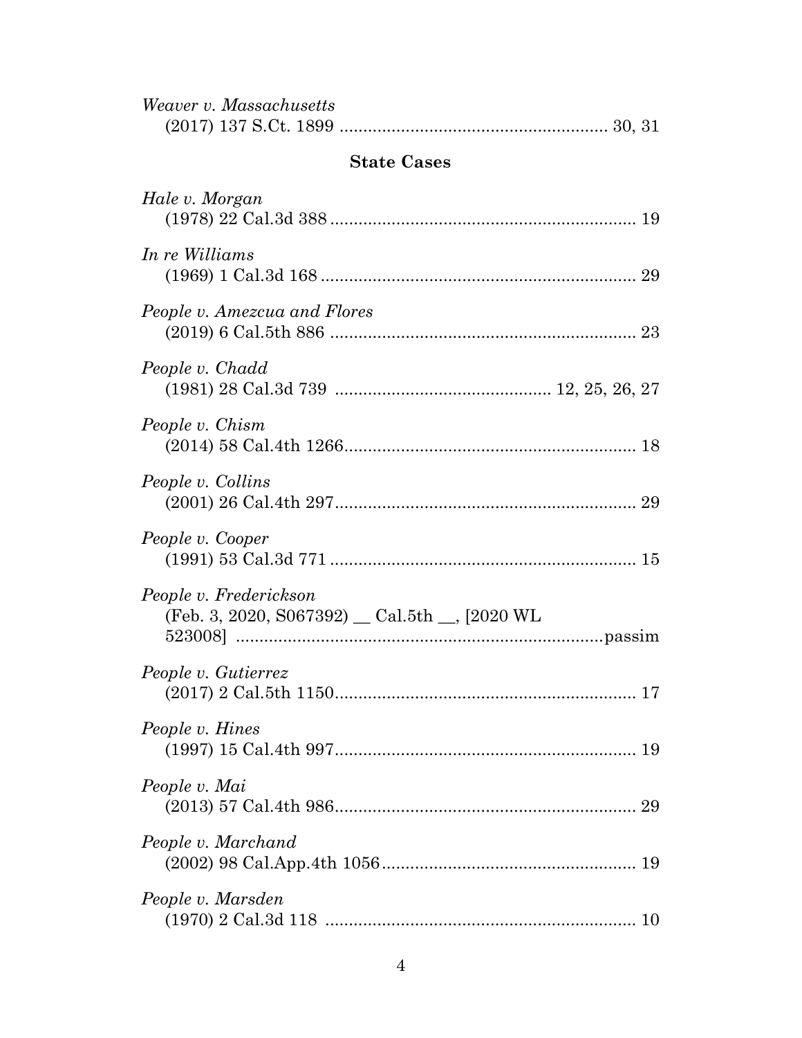*Weaver v. Massachusetts*
(2017) 137 S.Ct. 1899 ........................................................ 30, 31

### State Cases

*Hale v. Morgan*
(1978) 22 Cal.3d 388 ................................................................ 19

*In re Williams*
(1969) 1 Cal.3d 168 .................................................................. 29

*People v. Amezcua and Flores*
(2019) 6 Cal.5th 886 ................................................................ 23

*People v. Chadd*
(1981) 28 Cal.3d 739 .............................................. 12, 25, 26, 27

*People v. Chism*
(2014) 58 Cal.4th 1266............................................................. 18

*People v. Collins*
(2001) 26 Cal.4th 297................................................................ 29

*People v. Cooper*
(1991) 53 Cal.3d 771 ................................................................ 15

*People v. Frederickson*
(Feb. 3, 2020, S067392) __ Cal.5th __, [2020 WL 523008] ............................................................................passim

*People v. Gutierrez*
(2017) 2 Cal.5th 1150................................................................ 17

*People v. Hines*
(1997) 15 Cal.4th 997................................................................ 19

*People v. Mai*
(2013) 57 Cal.4th 986................................................................ 29

*People v. Marchand*
(2002) 98 Cal.App.4th 1056...................................................... 19

*People v. Marsden*
(1970) 2 Cal.3d 118 .................................................................. 10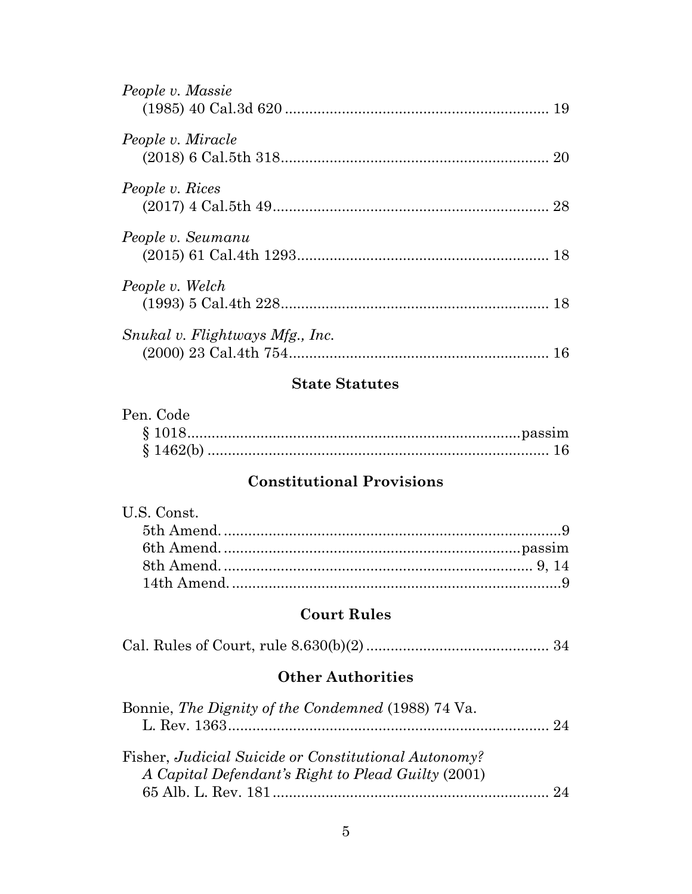*People v. Massie*
(1985) 40 Cal.3d 620 ................................................................. 19

*People v. Miracle*
(2018) 6 Cal.5th 318.................................................................. 20

*People v. Rices*
(2017) 4 Cal.5th 49.................................................................... 28

*People v. Seumanu*
(2015) 61 Cal.4th 1293.............................................................. 18

*People v. Welch*
(1993) 5 Cal.4th 228.................................................................. 18

*Snukal v. Flightways Mfg., Inc.*
(2000) 23 Cal.4th 754................................................................ 16

### State Statutes

Pen. Code
§ 1018.................................................................................passim
§ 1462(b) .................................................................................... 16

### Constitutional Provisions

U.S. Const.
5th Amend. .....................................................................................9
6th Amend. ...........................................................................passim
8th Amend. ............................................................................. 9, 14
14th Amend. ....................................................................................9

### Court Rules

Cal. Rules of Court, rule 8.630(b)(2) ............................................ 34

### Other Authorities

Bonnie, *The Dignity of the Condemned* (1988) 74 Va. L. Rev. 1363.............................................................................. 24

Fisher, *Judicial Suicide or Constitutional Autonomy? A Capital Defendant's Right to Plead Guilty* (2001) 65 Alb. L. Rev. 181 ................................................................... 24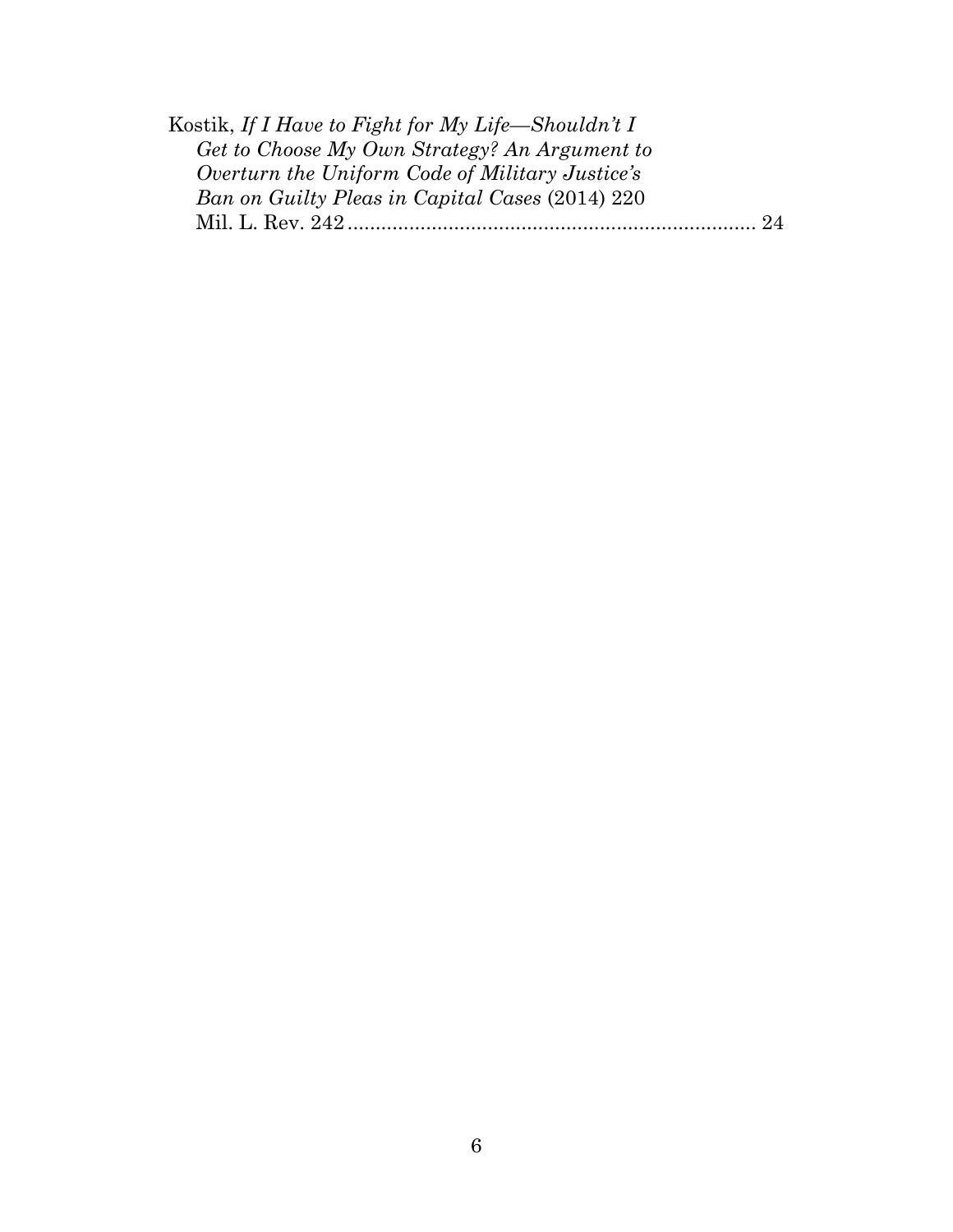Kostik, *If I Have to Fight for My Life—Shouldn't I Get to Choose My Own Strategy? An Argument to Overturn the Uniform Code of Military Justice's Ban on Guilty Pleas in Capital Cases* (2014) 220 Mil. L. Rev. 242 ........................................................................ 24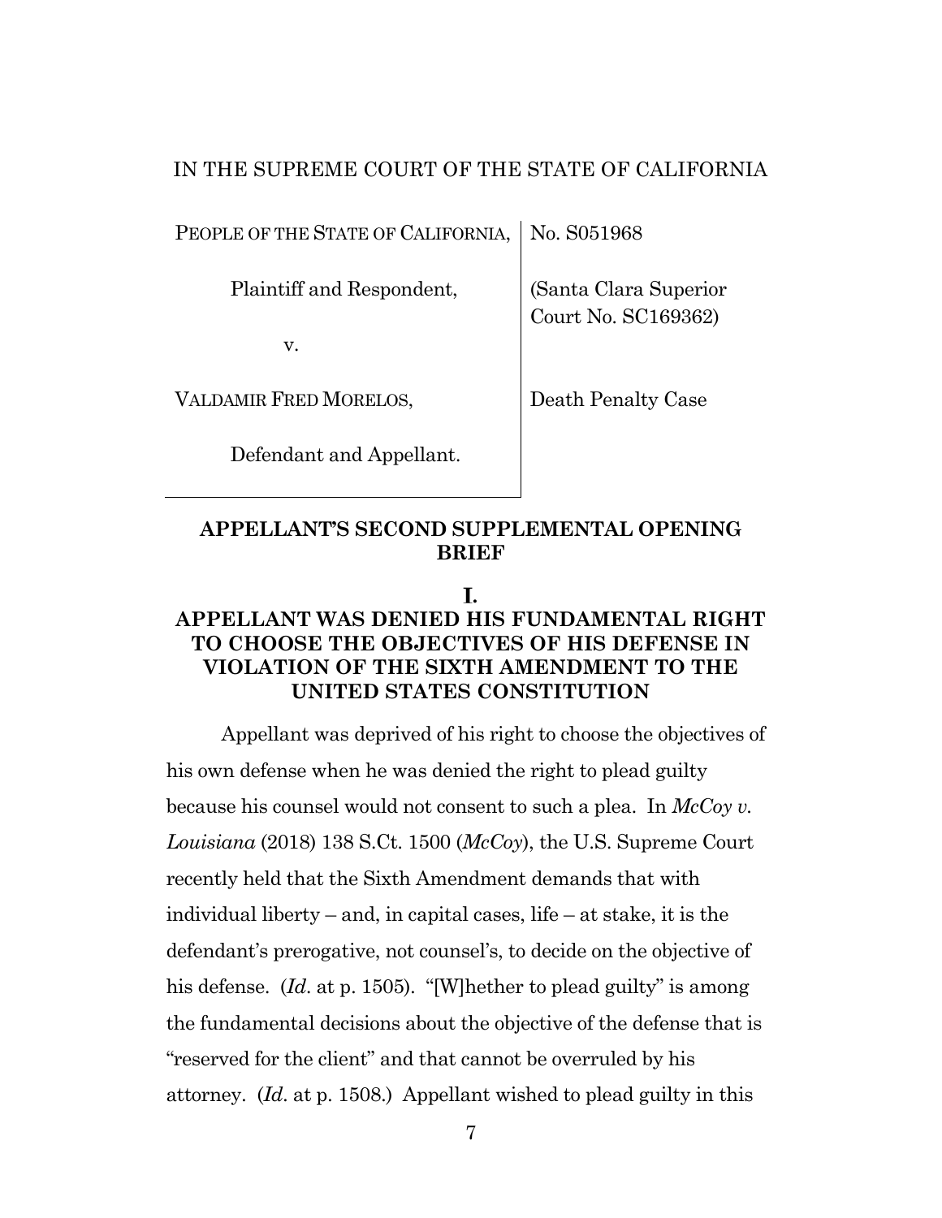IN THE SUPREME COURT OF THE STATE OF CALIFORNIA

| | |
|---|---|
| PEOPLE OF THE STATE OF CALIFORNIA,<br><br>Plaintiff and Respondent,<br><br>v.<br><br>VALDAMIR FRED MORELOS,<br><br>Defendant and Appellant. | No. S051968<br><br>(Santa Clara Superior Court No. SC169362)<br><br>Death Penalty Case |

## APPELLANT'S SECOND SUPPLEMENTAL OPENING BRIEF

### I.
### APPELLANT WAS DENIED HIS FUNDAMENTAL RIGHT TO CHOOSE THE OBJECTIVES OF HIS DEFENSE IN VIOLATION OF THE SIXTH AMENDMENT TO THE UNITED STATES CONSTITUTION

Appellant was deprived of his right to choose the objectives of his own defense when he was denied the right to plead guilty because his counsel would not consent to such a plea. In *McCoy v. Louisiana* (2018) 138 S.Ct. 1500 (*McCoy*), the U.S. Supreme Court recently held that the Sixth Amendment demands that with individual liberty – and, in capital cases, life – at stake, it is the defendant's prerogative, not counsel's, to decide on the objective of his defense. (*Id*. at p. 1505). "[W]hether to plead guilty" is among the fundamental decisions about the objective of the defense that is "reserved for the client" and that cannot be overruled by his attorney. (*Id*. at p. 1508.) Appellant wished to plead guilty in this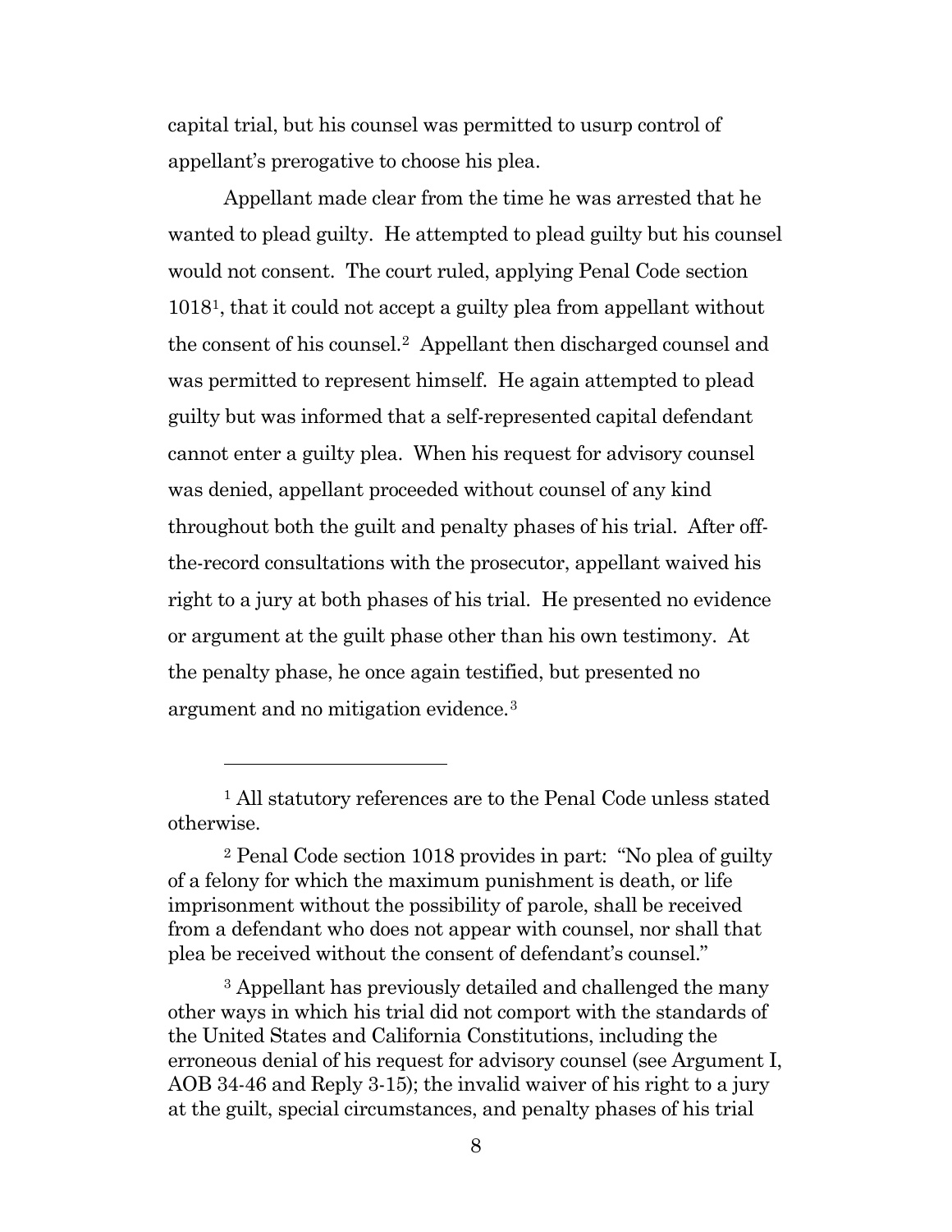capital trial, but his counsel was permitted to usurp control of appellant's prerogative to choose his plea.

Appellant made clear from the time he was arrested that he wanted to plead guilty. He attempted to plead guilty but his counsel would not consent. The court ruled, applying Penal Code section 1018[1], that it could not accept a guilty plea from appellant without the consent of his counsel.[2] Appellant then discharged counsel and was permitted to represent himself. He again attempted to plead guilty but was informed that a self-represented capital defendant cannot enter a guilty plea. When his request for advisory counsel was denied, appellant proceeded without counsel of any kind throughout both the guilt and penalty phases of his trial. After off-the-record consultations with the prosecutor, appellant waived his right to a jury at both phases of his trial. He presented no evidence or argument at the guilt phase other than his own testimony. At the penalty phase, he once again testified, but presented no argument and no mitigation evidence.[3]

---

[1] All statutory references are to the Penal Code unless stated otherwise.

[2] Penal Code section 1018 provides in part: "No plea of guilty of a felony for which the maximum punishment is death, or life imprisonment without the possibility of parole, shall be received from a defendant who does not appear with counsel, nor shall that plea be received without the consent of defendant's counsel."

[3] Appellant has previously detailed and challenged the many other ways in which his trial did not comport with the standards of the United States and California Constitutions, including the erroneous denial of his request for advisory counsel (see Argument I, AOB 34-46 and Reply 3-15); the invalid waiver of his right to a jury at the guilt, special circumstances, and penalty phases of his trial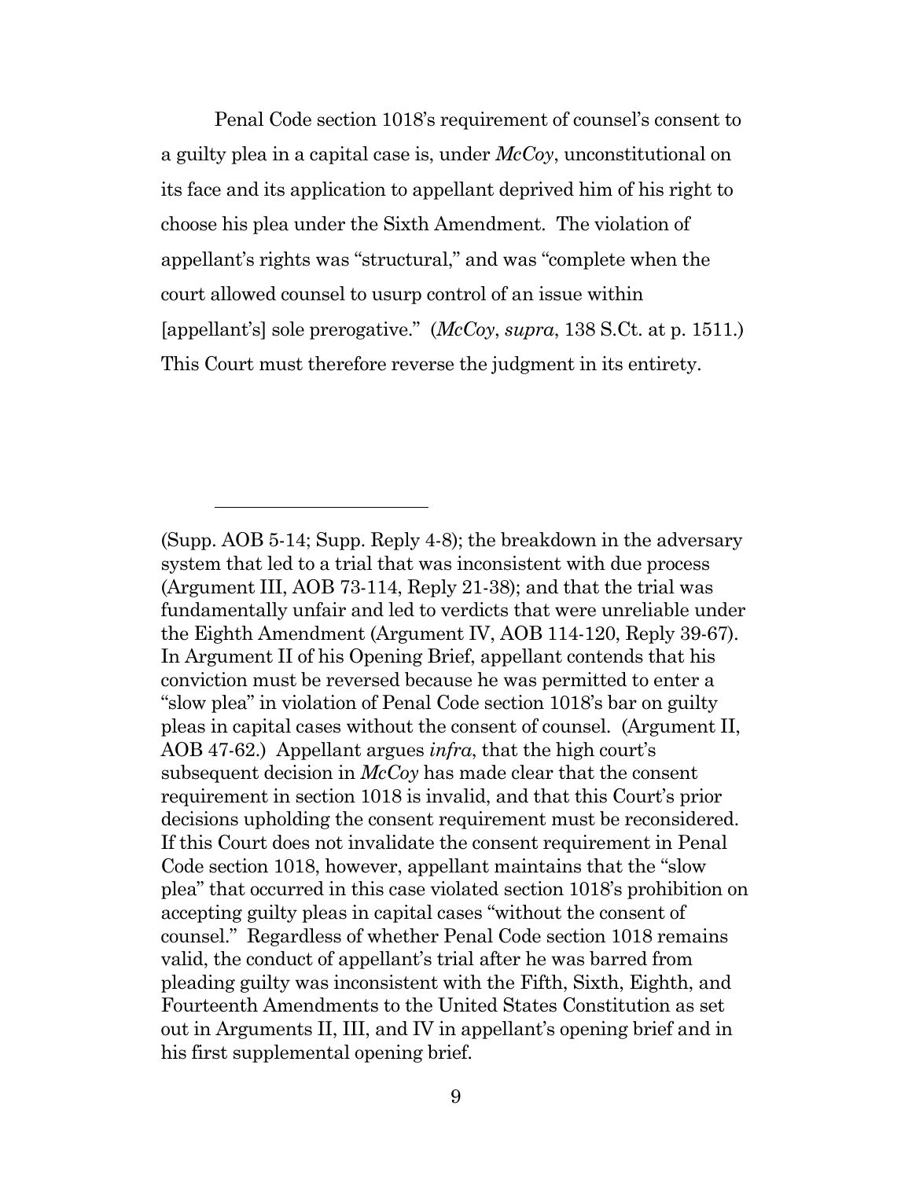Penal Code section 1018's requirement of counsel's consent to a guilty plea in a capital case is, under *McCoy*, unconstitutional on its face and its application to appellant deprived him of his right to choose his plea under the Sixth Amendment. The violation of appellant's rights was "structural," and was "complete when the court allowed counsel to usurp control of an issue within [appellant's] sole prerogative." (*McCoy*, *supra*, 138 S.Ct. at p. 1511.) This Court must therefore reverse the judgment in its entirety.

---

(Supp. AOB 5-14; Supp. Reply 4-8); the breakdown in the adversary system that led to a trial that was inconsistent with due process (Argument III, AOB 73-114, Reply 21-38); and that the trial was fundamentally unfair and led to verdicts that were unreliable under the Eighth Amendment (Argument IV, AOB 114-120, Reply 39-67). In Argument II of his Opening Brief, appellant contends that his conviction must be reversed because he was permitted to enter a "slow plea" in violation of Penal Code section 1018's bar on guilty pleas in capital cases without the consent of counsel. (Argument II, AOB 47-62.) Appellant argues *infra*, that the high court's subsequent decision in *McCoy* has made clear that the consent requirement in section 1018 is invalid, and that this Court's prior decisions upholding the consent requirement must be reconsidered. If this Court does not invalidate the consent requirement in Penal Code section 1018, however, appellant maintains that the "slow plea" that occurred in this case violated section 1018's prohibition on accepting guilty pleas in capital cases "without the consent of counsel." Regardless of whether Penal Code section 1018 remains valid, the conduct of appellant's trial after he was barred from pleading guilty was inconsistent with the Fifth, Sixth, Eighth, and Fourteenth Amendments to the United States Constitution as set out in Arguments II, III, and IV in appellant's opening brief and in his first supplemental opening brief.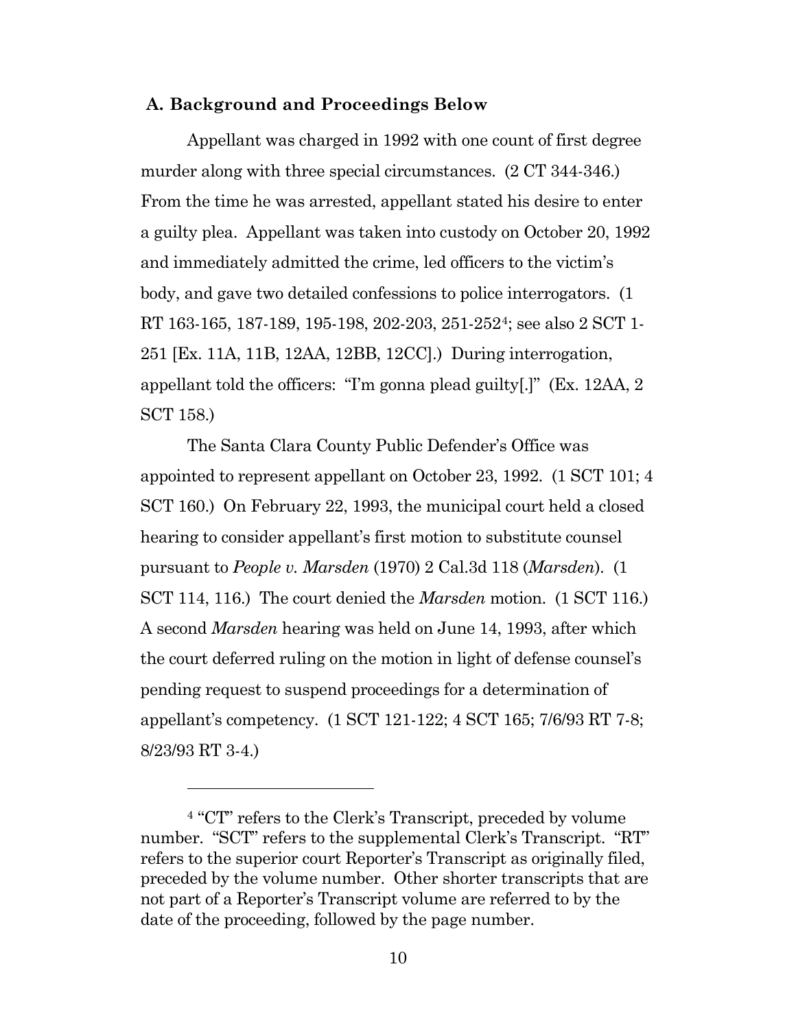### A. Background and Proceedings Below

Appellant was charged in 1992 with one count of first degree murder along with three special circumstances. (2 CT 344-346.) From the time he was arrested, appellant stated his desire to enter a guilty plea. Appellant was taken into custody on October 20, 1992 and immediately admitted the crime, led officers to the victim's body, and gave two detailed confessions to police interrogators. (1 RT 163-165, 187-189, 195-198, 202-203, 251-252[4]; see also 2 SCT 1-251 [Ex. 11A, 11B, 12AA, 12BB, 12CC].) During interrogation, appellant told the officers: "I'm gonna plead guilty[.]" (Ex. 12AA, 2 SCT 158.)

The Santa Clara County Public Defender's Office was appointed to represent appellant on October 23, 1992. (1 SCT 101; 4 SCT 160.) On February 22, 1993, the municipal court held a closed hearing to consider appellant's first motion to substitute counsel pursuant to *People v. Marsden* (1970) 2 Cal.3d 118 (*Marsden*). (1 SCT 114, 116.) The court denied the *Marsden* motion. (1 SCT 116.) A second *Marsden* hearing was held on June 14, 1993, after which the court deferred ruling on the motion in light of defense counsel's pending request to suspend proceedings for a determination of appellant's competency. (1 SCT 121-122; 4 SCT 165; 7/6/93 RT 7-8; 8/23/93 RT 3-4.)

---

[4] "CT" refers to the Clerk's Transcript, preceded by volume number. "SCT" refers to the supplemental Clerk's Transcript. "RT" refers to the superior court Reporter's Transcript as originally filed, preceded by the volume number. Other shorter transcripts that are not part of a Reporter's Transcript volume are referred to by the date of the proceeding, followed by the page number.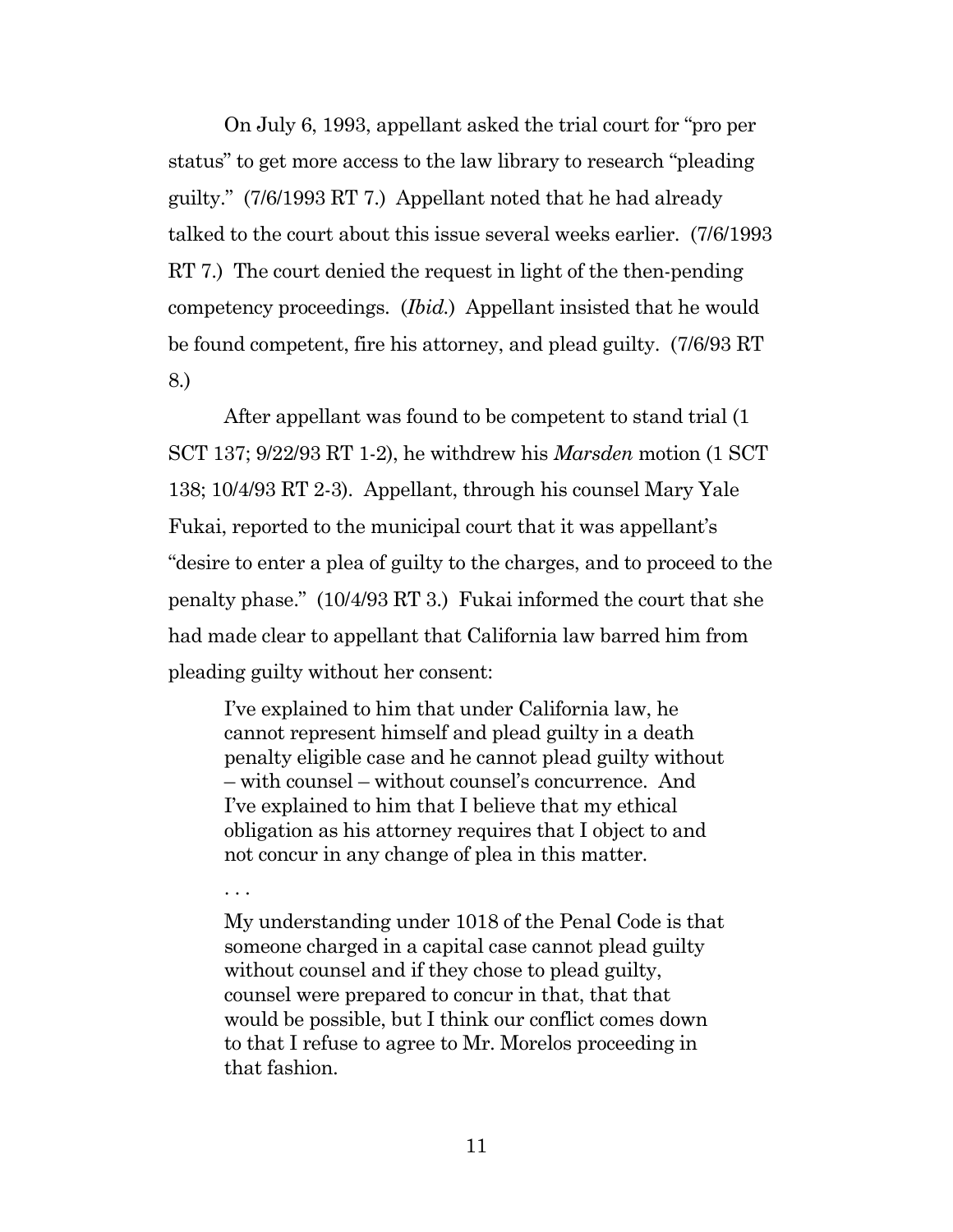On July 6, 1993, appellant asked the trial court for "pro per status" to get more access to the law library to research "pleading guilty." (7/6/1993 RT 7.) Appellant noted that he had already talked to the court about this issue several weeks earlier. (7/6/1993 RT 7.) The court denied the request in light of the then-pending competency proceedings. (*Ibid.*) Appellant insisted that he would be found competent, fire his attorney, and plead guilty. (7/6/93 RT 8.)

After appellant was found to be competent to stand trial (1 SCT 137; 9/22/93 RT 1-2), he withdrew his *Marsden* motion (1 SCT 138; 10/4/93 RT 2-3). Appellant, through his counsel Mary Yale Fukai, reported to the municipal court that it was appellant's "desire to enter a plea of guilty to the charges, and to proceed to the penalty phase." (10/4/93 RT 3.) Fukai informed the court that she had made clear to appellant that California law barred him from pleading guilty without her consent:

> I've explained to him that under California law, he cannot represent himself and plead guilty in a death penalty eligible case and he cannot plead guilty without – with counsel – without counsel's concurrence. And I've explained to him that I believe that my ethical obligation as his attorney requires that I object to and not concur in any change of plea in this matter.
>
> . . .
>
> My understanding under 1018 of the Penal Code is that someone charged in a capital case cannot plead guilty without counsel and if they chose to plead guilty, counsel were prepared to concur in that, that that would be possible, but I think our conflict comes down to that I refuse to agree to Mr. Morelos proceeding in that fashion.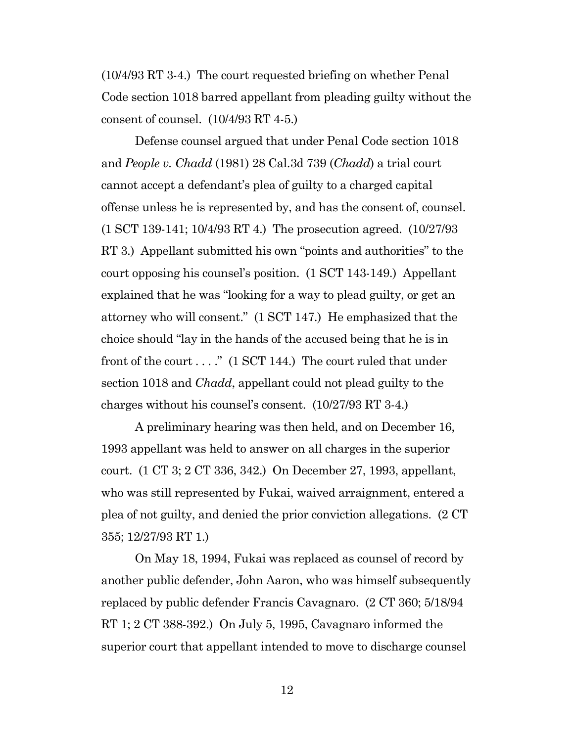(10/4/93 RT 3-4.) The court requested briefing on whether Penal Code section 1018 barred appellant from pleading guilty without the consent of counsel. (10/4/93 RT 4-5.)

Defense counsel argued that under Penal Code section 1018 and *People v. Chadd* (1981) 28 Cal.3d 739 (*Chadd*) a trial court cannot accept a defendant's plea of guilty to a charged capital offense unless he is represented by, and has the consent of, counsel. (1 SCT 139-141; 10/4/93 RT 4.) The prosecution agreed. (10/27/93 RT 3.) Appellant submitted his own "points and authorities" to the court opposing his counsel's position. (1 SCT 143-149.) Appellant explained that he was "looking for a way to plead guilty, or get an attorney who will consent." (1 SCT 147.) He emphasized that the choice should "lay in the hands of the accused being that he is in front of the court . . . ." (1 SCT 144.) The court ruled that under section 1018 and *Chadd*, appellant could not plead guilty to the charges without his counsel's consent. (10/27/93 RT 3-4.)

A preliminary hearing was then held, and on December 16, 1993 appellant was held to answer on all charges in the superior court. (1 CT 3; 2 CT 336, 342.) On December 27, 1993, appellant, who was still represented by Fukai, waived arraignment, entered a plea of not guilty, and denied the prior conviction allegations. (2 CT 355; 12/27/93 RT 1.)

On May 18, 1994, Fukai was replaced as counsel of record by another public defender, John Aaron, who was himself subsequently replaced by public defender Francis Cavagnaro. (2 CT 360; 5/18/94 RT 1; 2 CT 388-392.) On July 5, 1995, Cavagnaro informed the superior court that appellant intended to move to discharge counsel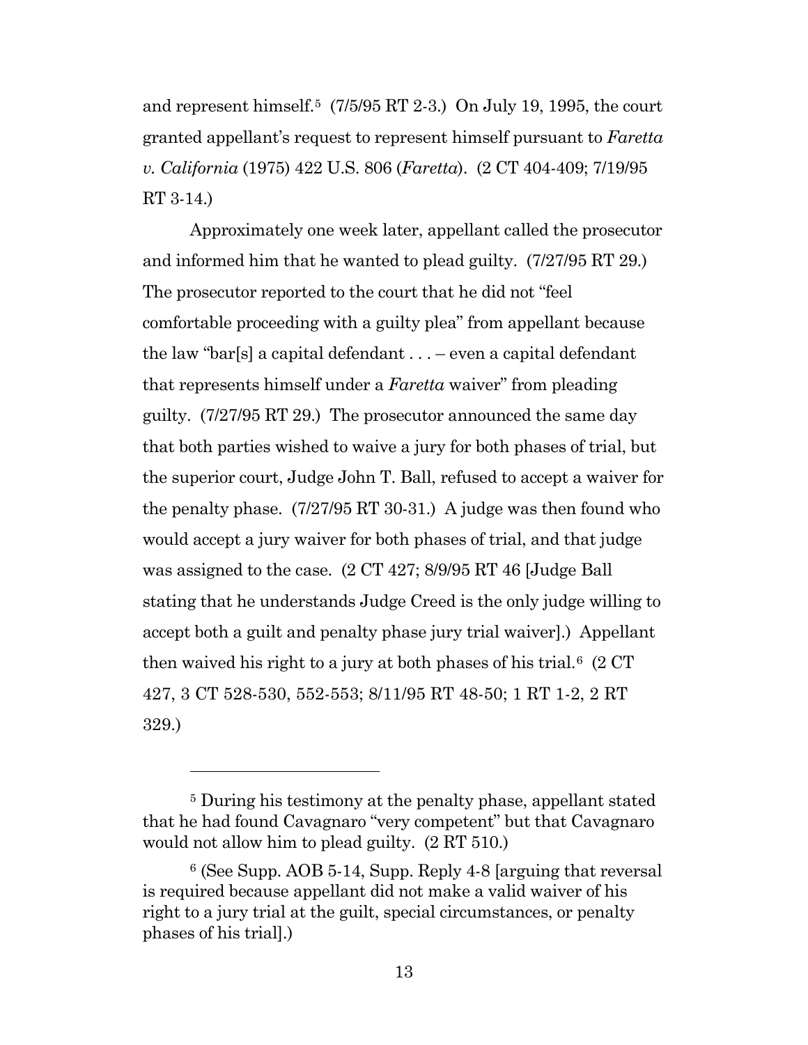and represent himself.[5] (7/5/95 RT 2-3.) On July 19, 1995, the court granted appellant's request to represent himself pursuant to *Faretta v. California* (1975) 422 U.S. 806 (*Faretta*). (2 CT 404-409; 7/19/95 RT 3-14.)

Approximately one week later, appellant called the prosecutor and informed him that he wanted to plead guilty. (7/27/95 RT 29.) The prosecutor reported to the court that he did not "feel comfortable proceeding with a guilty plea" from appellant because the law "bar[s] a capital defendant . . . – even a capital defendant that represents himself under a *Faretta* waiver" from pleading guilty. (7/27/95 RT 29.) The prosecutor announced the same day that both parties wished to waive a jury for both phases of trial, but the superior court, Judge John T. Ball, refused to accept a waiver for the penalty phase. (7/27/95 RT 30-31.) A judge was then found who would accept a jury waiver for both phases of trial, and that judge was assigned to the case. (2 CT 427; 8/9/95 RT 46 [Judge Ball stating that he understands Judge Creed is the only judge willing to accept both a guilt and penalty phase jury trial waiver].) Appellant then waived his right to a jury at both phases of his trial.[6] (2 CT 427, 3 CT 528-530, 552-553; 8/11/95 RT 48-50; 1 RT 1-2, 2 RT 329.)

---

[5] During his testimony at the penalty phase, appellant stated that he had found Cavagnaro "very competent" but that Cavagnaro would not allow him to plead guilty. (2 RT 510.)

[6] (See Supp. AOB 5-14, Supp. Reply 4-8 [arguing that reversal is required because appellant did not make a valid waiver of his right to a jury trial at the guilt, special circumstances, or penalty phases of his trial].)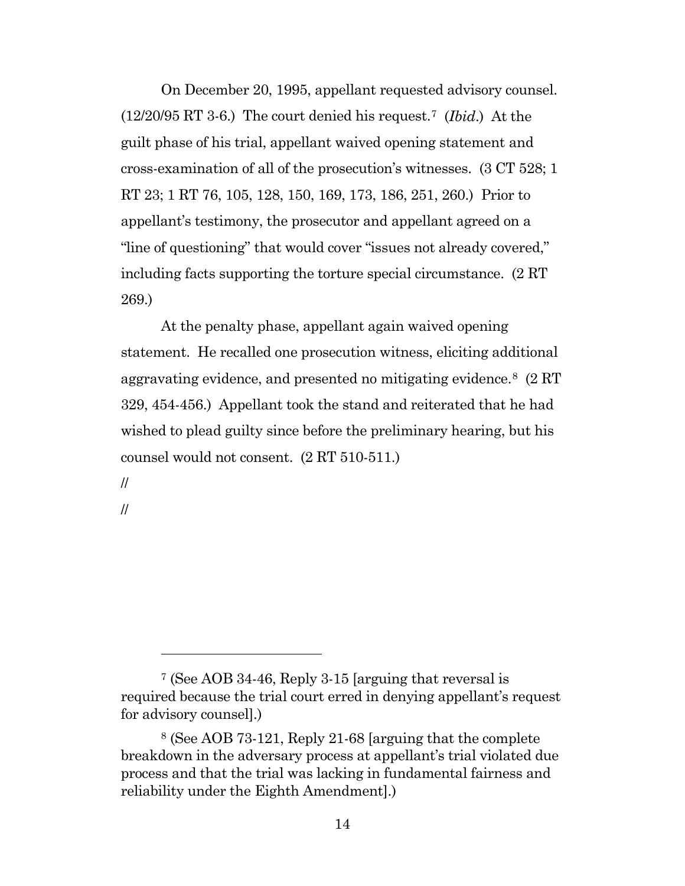On December 20, 1995, appellant requested advisory counsel. (12/20/95 RT 3-6.) The court denied his request.[7] (*Ibid*.) At the guilt phase of his trial, appellant waived opening statement and cross-examination of all of the prosecution's witnesses. (3 CT 528; 1 RT 23; 1 RT 76, 105, 128, 150, 169, 173, 186, 251, 260.) Prior to appellant's testimony, the prosecutor and appellant agreed on a "line of questioning" that would cover "issues not already covered," including facts supporting the torture special circumstance. (2 RT 269.)

At the penalty phase, appellant again waived opening statement. He recalled one prosecution witness, eliciting additional aggravating evidence, and presented no mitigating evidence.[8] (2 RT 329, 454-456.) Appellant took the stand and reiterated that he had wished to plead guilty since before the preliminary hearing, but his counsel would not consent. (2 RT 510-511.)

//

//

---

[7] (See AOB 34-46, Reply 3-15 [arguing that reversal is required because the trial court erred in denying appellant's request for advisory counsel].)

[8] (See AOB 73-121, Reply 21-68 [arguing that the complete breakdown in the adversary process at appellant's trial violated due process and that the trial was lacking in fundamental fairness and reliability under the Eighth Amendment].)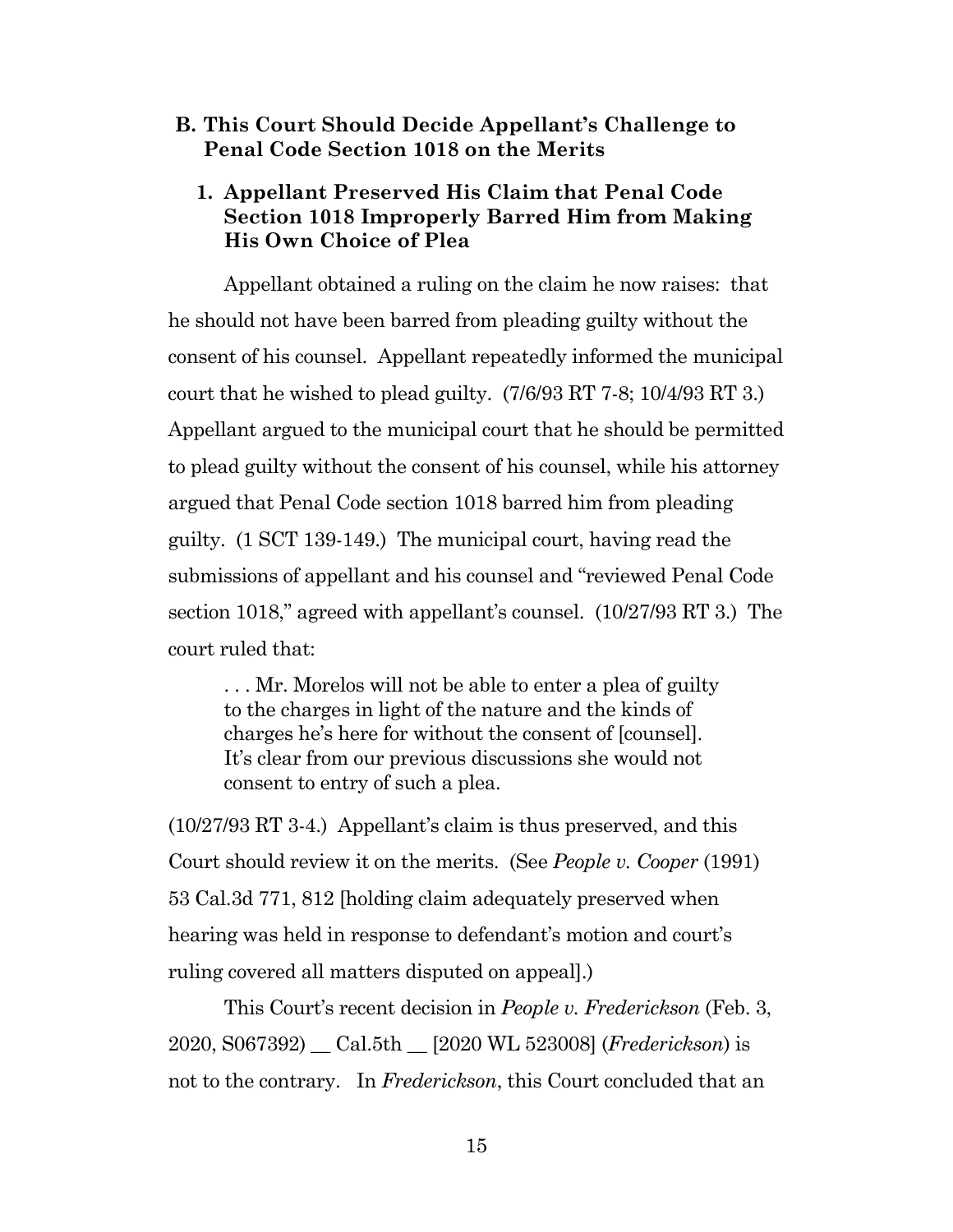## B. This Court Should Decide Appellant's Challenge to Penal Code Section 1018 on the Merits

### 1. Appellant Preserved His Claim that Penal Code Section 1018 Improperly Barred Him from Making His Own Choice of Plea

Appellant obtained a ruling on the claim he now raises: that he should not have been barred from pleading guilty without the consent of his counsel. Appellant repeatedly informed the municipal court that he wished to plead guilty. (7/6/93 RT 7-8; 10/4/93 RT 3.) Appellant argued to the municipal court that he should be permitted to plead guilty without the consent of his counsel, while his attorney argued that Penal Code section 1018 barred him from pleading guilty. (1 SCT 139-149.) The municipal court, having read the submissions of appellant and his counsel and "reviewed Penal Code section 1018," agreed with appellant's counsel. (10/27/93 RT 3.) The court ruled that:

> . . . Mr. Morelos will not be able to enter a plea of guilty to the charges in light of the nature and the kinds of charges he's here for without the consent of [counsel]. It's clear from our previous discussions she would not consent to entry of such a plea.

(10/27/93 RT 3-4.) Appellant's claim is thus preserved, and this Court should review it on the merits. (See *People v. Cooper* (1991) 53 Cal.3d 771, 812 [holding claim adequately preserved when hearing was held in response to defendant's motion and court's ruling covered all matters disputed on appeal].)

This Court's recent decision in *People v. Frederickson* (Feb. 3, 2020, S067392) __ Cal.5th __ [2020 WL 523008] (*Frederickson*) is not to the contrary. In *Frederickson*, this Court concluded that an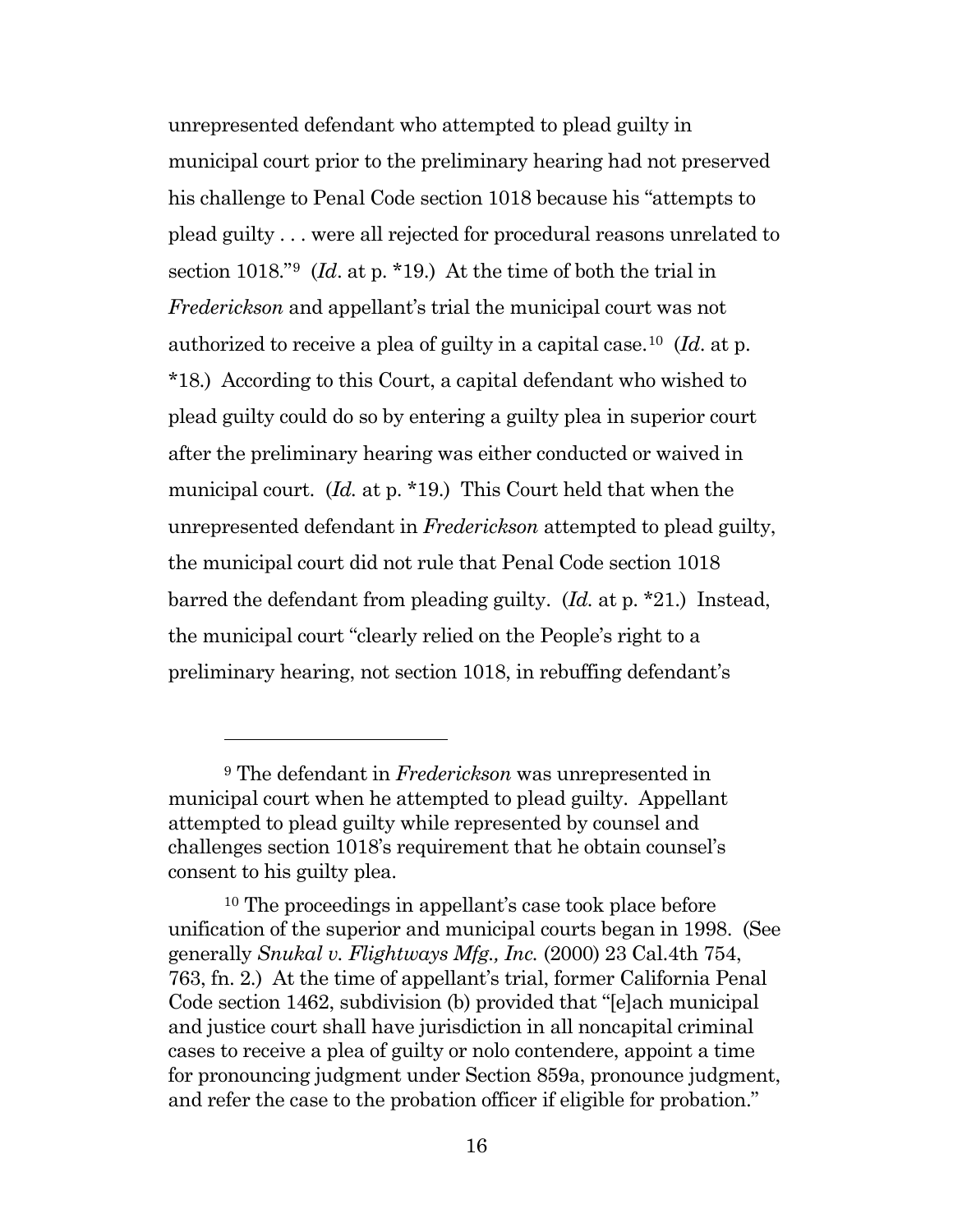unrepresented defendant who attempted to plead guilty in municipal court prior to the preliminary hearing had not preserved his challenge to Penal Code section 1018 because his "attempts to plead guilty . . . were all rejected for procedural reasons unrelated to section 1018."[9] (*Id*. at p. *19.) At the time of both the trial in *Frederickson* and appellant's trial the municipal court was not authorized to receive a plea of guilty in a capital case.[10] (*Id*. at p. *18.) According to this Court, a capital defendant who wished to plead guilty could do so by entering a guilty plea in superior court after the preliminary hearing was either conducted or waived in municipal court. (*Id.* at p. *19.) This Court held that when the unrepresented defendant in *Frederickson* attempted to plead guilty, the municipal court did not rule that Penal Code section 1018 barred the defendant from pleading guilty. (*Id.* at p. *21.) Instead, the municipal court "clearly relied on the People's right to a preliminary hearing, not section 1018, in rebuffing defendant's

---

[9] The defendant in *Frederickson* was unrepresented in municipal court when he attempted to plead guilty. Appellant attempted to plead guilty while represented by counsel and challenges section 1018's requirement that he obtain counsel's consent to his guilty plea.

[10] The proceedings in appellant's case took place before unification of the superior and municipal courts began in 1998. (See generally *Snukal v. Flightways Mfg., Inc.* (2000) 23 Cal.4th 754, 763, fn. 2.) At the time of appellant's trial, former California Penal Code section 1462, subdivision (b) provided that "[e]ach municipal and justice court shall have jurisdiction in all noncapital criminal cases to receive a plea of guilty or nolo contendere, appoint a time for pronouncing judgment under Section 859a, pronounce judgment, and refer the case to the probation officer if eligible for probation."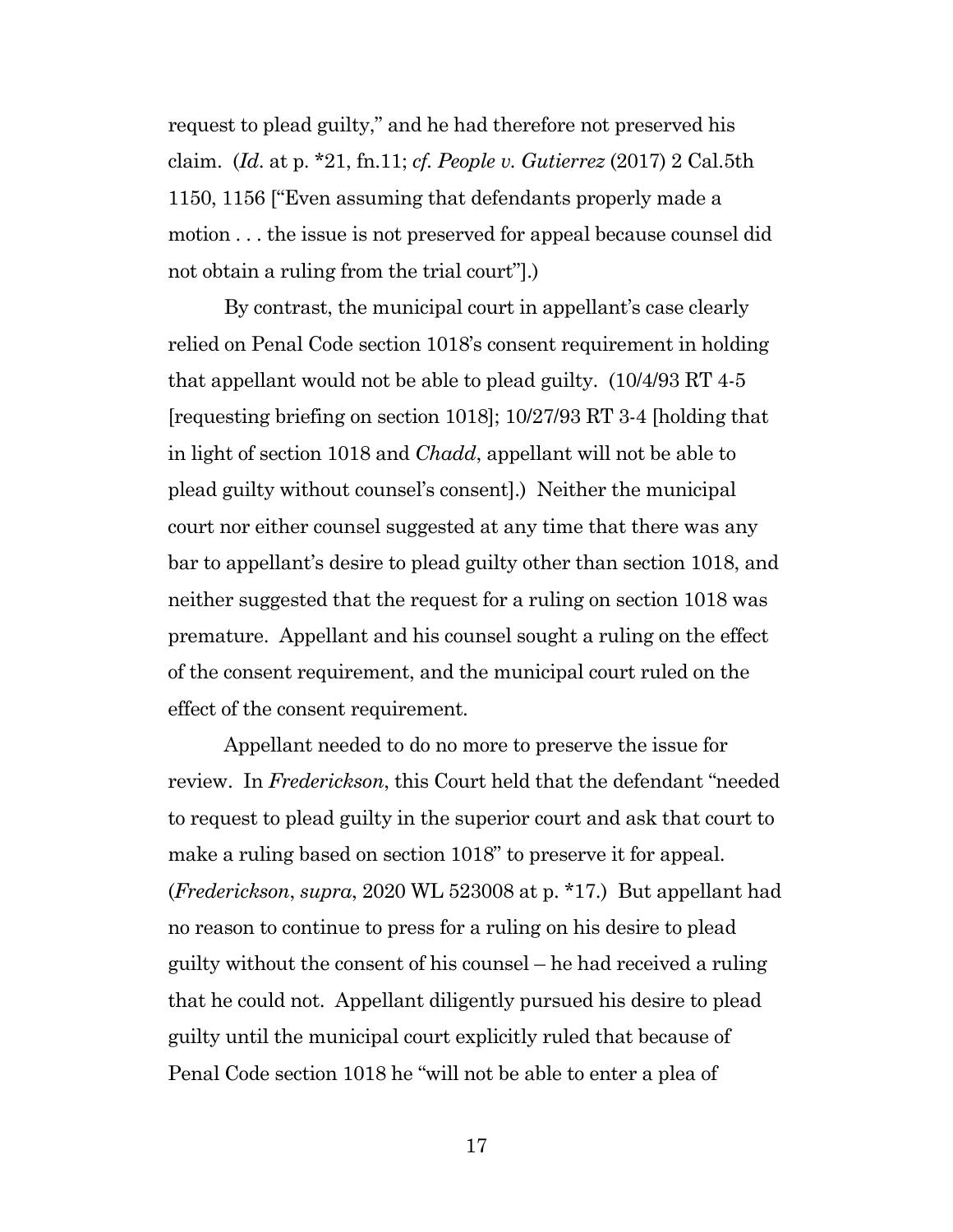request to plead guilty," and he had therefore not preserved his claim. (*Id*. at p. *21, fn.11; *cf. People v. Gutierrez* (2017) 2 Cal.5th 1150, 1156 ["Even assuming that defendants properly made a motion . . . the issue is not preserved for appeal because counsel did not obtain a ruling from the trial court"].)

By contrast, the municipal court in appellant's case clearly relied on Penal Code section 1018's consent requirement in holding that appellant would not be able to plead guilty. (10/4/93 RT 4-5 [requesting briefing on section 1018]; 10/27/93 RT 3-4 [holding that in light of section 1018 and *Chadd*, appellant will not be able to plead guilty without counsel's consent].) Neither the municipal court nor either counsel suggested at any time that there was any bar to appellant's desire to plead guilty other than section 1018, and neither suggested that the request for a ruling on section 1018 was premature. Appellant and his counsel sought a ruling on the effect of the consent requirement, and the municipal court ruled on the effect of the consent requirement.

Appellant needed to do no more to preserve the issue for review. In *Frederickson*, this Court held that the defendant "needed to request to plead guilty in the superior court and ask that court to make a ruling based on section 1018" to preserve it for appeal. (*Frederickson*, *supra*, 2020 WL 523008 at p. *17.) But appellant had no reason to continue to press for a ruling on his desire to plead guilty without the consent of his counsel – he had received a ruling that he could not. Appellant diligently pursued his desire to plead guilty until the municipal court explicitly ruled that because of Penal Code section 1018 he "will not be able to enter a plea of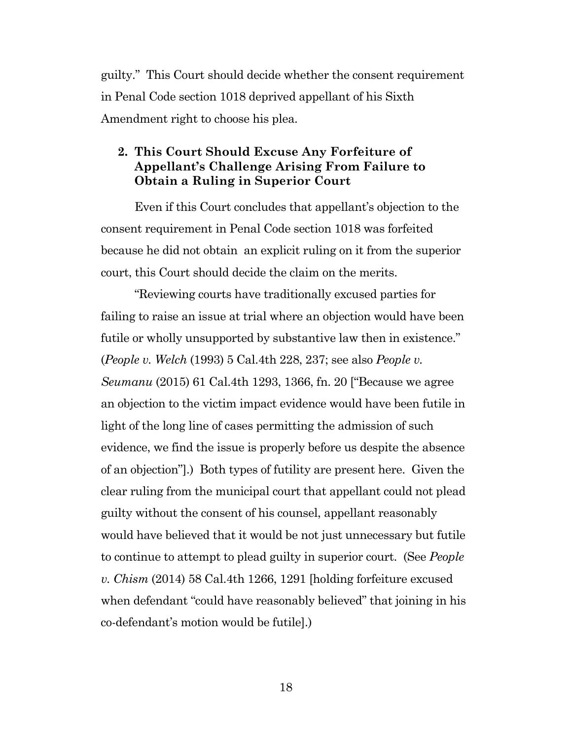guilty." This Court should decide whether the consent requirement in Penal Code section 1018 deprived appellant of his Sixth Amendment right to choose his plea.

### 2. This Court Should Excuse Any Forfeiture of Appellant's Challenge Arising From Failure to Obtain a Ruling in Superior Court

Even if this Court concludes that appellant's objection to the consent requirement in Penal Code section 1018 was forfeited because he did not obtain an explicit ruling on it from the superior court, this Court should decide the claim on the merits.

"Reviewing courts have traditionally excused parties for failing to raise an issue at trial where an objection would have been futile or wholly unsupported by substantive law then in existence." (*People v. Welch* (1993) 5 Cal.4th 228, 237; see also *People v. Seumanu* (2015) 61 Cal.4th 1293, 1366, fn. 20 ["Because we agree an objection to the victim impact evidence would have been futile in light of the long line of cases permitting the admission of such evidence, we find the issue is properly before us despite the absence of an objection"].) Both types of futility are present here. Given the clear ruling from the municipal court that appellant could not plead guilty without the consent of his counsel, appellant reasonably would have believed that it would be not just unnecessary but futile to continue to attempt to plead guilty in superior court. (See *People v. Chism* (2014) 58 Cal.4th 1266, 1291 [holding forfeiture excused when defendant "could have reasonably believed" that joining in his co-defendant's motion would be futile].)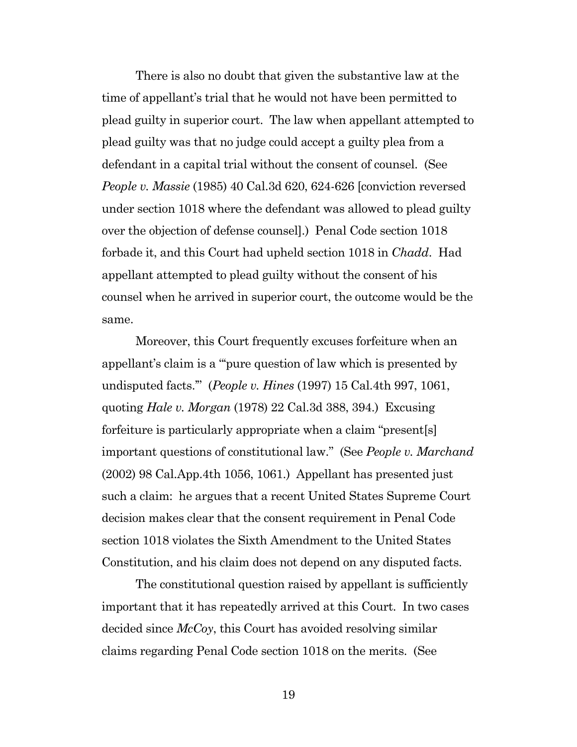There is also no doubt that given the substantive law at the time of appellant's trial that he would not have been permitted to plead guilty in superior court. The law when appellant attempted to plead guilty was that no judge could accept a guilty plea from a defendant in a capital trial without the consent of counsel. (See *People v. Massie* (1985) 40 Cal.3d 620, 624-626 [conviction reversed under section 1018 where the defendant was allowed to plead guilty over the objection of defense counsel].) Penal Code section 1018 forbade it, and this Court had upheld section 1018 in *Chadd*. Had appellant attempted to plead guilty without the consent of his counsel when he arrived in superior court, the outcome would be the same.

Moreover, this Court frequently excuses forfeiture when an appellant's claim is a "'pure question of law which is presented by undisputed facts.'" (*People v. Hines* (1997) 15 Cal.4th 997, 1061, quoting *Hale v. Morgan* (1978) 22 Cal.3d 388, 394.) Excusing forfeiture is particularly appropriate when a claim "present[s] important questions of constitutional law." (See *People v. Marchand* (2002) 98 Cal.App.4th 1056, 1061.) Appellant has presented just such a claim: he argues that a recent United States Supreme Court decision makes clear that the consent requirement in Penal Code section 1018 violates the Sixth Amendment to the United States Constitution, and his claim does not depend on any disputed facts.

The constitutional question raised by appellant is sufficiently important that it has repeatedly arrived at this Court. In two cases decided since *McCoy*, this Court has avoided resolving similar claims regarding Penal Code section 1018 on the merits. (See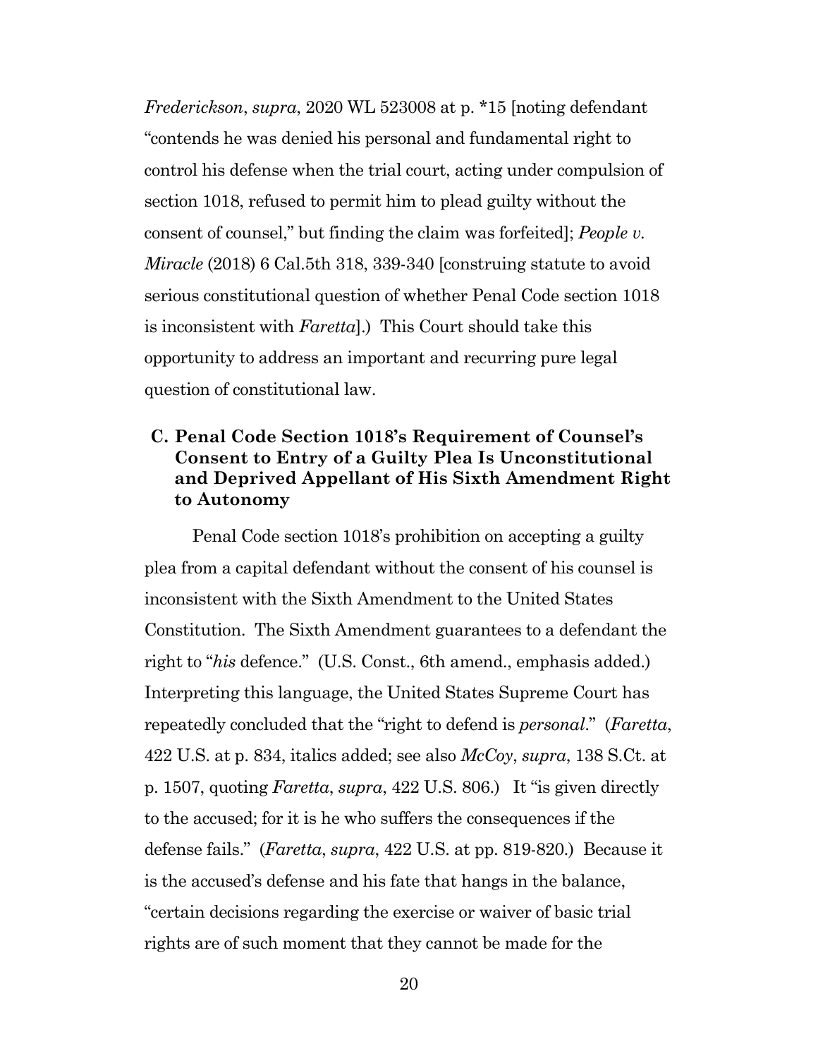*Frederickson*, *supra*, 2020 WL 523008 at p. *15 [noting defendant "contends he was denied his personal and fundamental right to control his defense when the trial court, acting under compulsion of section 1018, refused to permit him to plead guilty without the consent of counsel," but finding the claim was forfeited]; *People v. Miracle* (2018) 6 Cal.5th 318, 339-340 [construing statute to avoid serious constitutional question of whether Penal Code section 1018 is inconsistent with *Faretta*].) This Court should take this opportunity to address an important and recurring pure legal question of constitutional law.

### C. Penal Code Section 1018's Requirement of Counsel's Consent to Entry of a Guilty Plea Is Unconstitutional and Deprived Appellant of His Sixth Amendment Right to Autonomy

Penal Code section 1018's prohibition on accepting a guilty plea from a capital defendant without the consent of his counsel is inconsistent with the Sixth Amendment to the United States Constitution. The Sixth Amendment guarantees to a defendant the right to "*his* defence." (U.S. Const., 6th amend., emphasis added.) Interpreting this language, the United States Supreme Court has repeatedly concluded that the "right to defend is *personal*." (*Faretta*, 422 U.S. at p. 834, italics added; see also *McCoy*, *supra*, 138 S.Ct. at p. 1507, quoting *Faretta*, *supra*, 422 U.S. 806.) It "is given directly to the accused; for it is he who suffers the consequences if the defense fails." (*Faretta*, *supra*, 422 U.S. at pp. 819-820.) Because it is the accused's defense and his fate that hangs in the balance, "certain decisions regarding the exercise or waiver of basic trial rights are of such moment that they cannot be made for the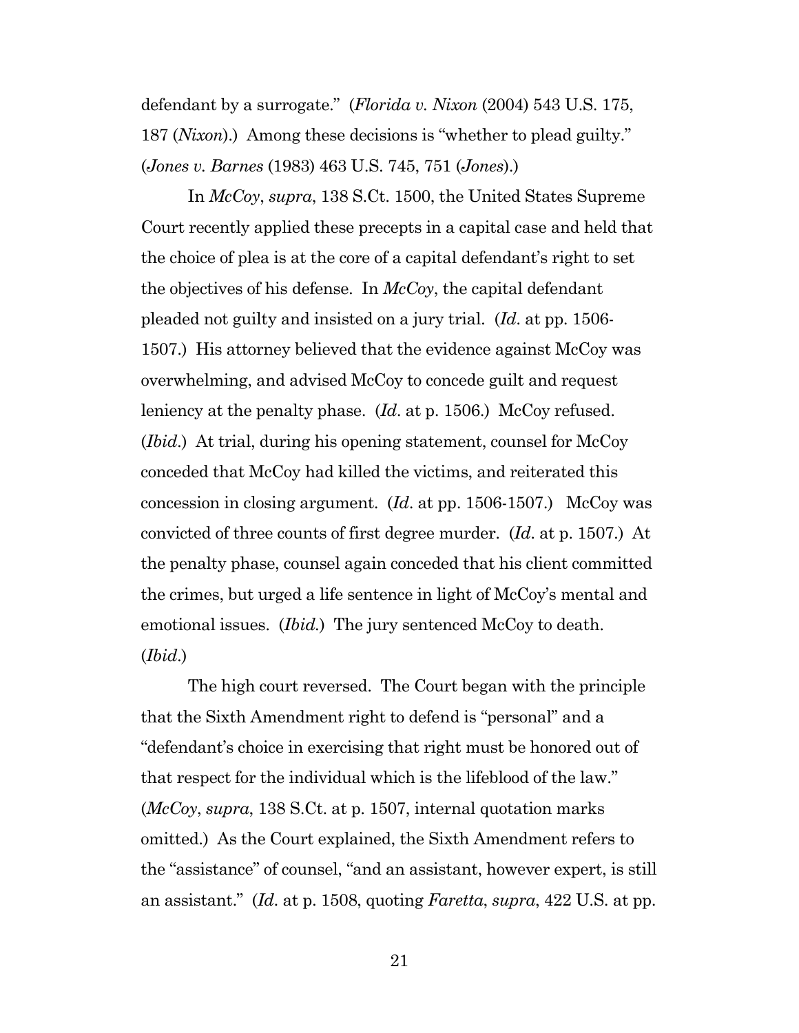defendant by a surrogate." (*Florida v. Nixon* (2004) 543 U.S. 175, 187 (*Nixon*).) Among these decisions is "whether to plead guilty." (*Jones v. Barnes* (1983) 463 U.S. 745, 751 (*Jones*).)

In *McCoy*, *supra*, 138 S.Ct. 1500, the United States Supreme Court recently applied these precepts in a capital case and held that the choice of plea is at the core of a capital defendant's right to set the objectives of his defense. In *McCoy*, the capital defendant pleaded not guilty and insisted on a jury trial. (*Id*. at pp. 1506-1507.) His attorney believed that the evidence against McCoy was overwhelming, and advised McCoy to concede guilt and request leniency at the penalty phase. (*Id*. at p. 1506.) McCoy refused. (*Ibid*.) At trial, during his opening statement, counsel for McCoy conceded that McCoy had killed the victims, and reiterated this concession in closing argument. (*Id*. at pp. 1506-1507.) McCoy was convicted of three counts of first degree murder. (*Id*. at p. 1507.) At the penalty phase, counsel again conceded that his client committed the crimes, but urged a life sentence in light of McCoy's mental and emotional issues. (*Ibid.*) The jury sentenced McCoy to death. (*Ibid*.)

The high court reversed. The Court began with the principle that the Sixth Amendment right to defend is "personal" and a "defendant's choice in exercising that right must be honored out of that respect for the individual which is the lifeblood of the law." (*McCoy*, *supra*, 138 S.Ct. at p. 1507, internal quotation marks omitted.) As the Court explained, the Sixth Amendment refers to the "assistance" of counsel, "and an assistant, however expert, is still an assistant." (*Id*. at p. 1508, quoting *Faretta*, *supra*, 422 U.S. at pp.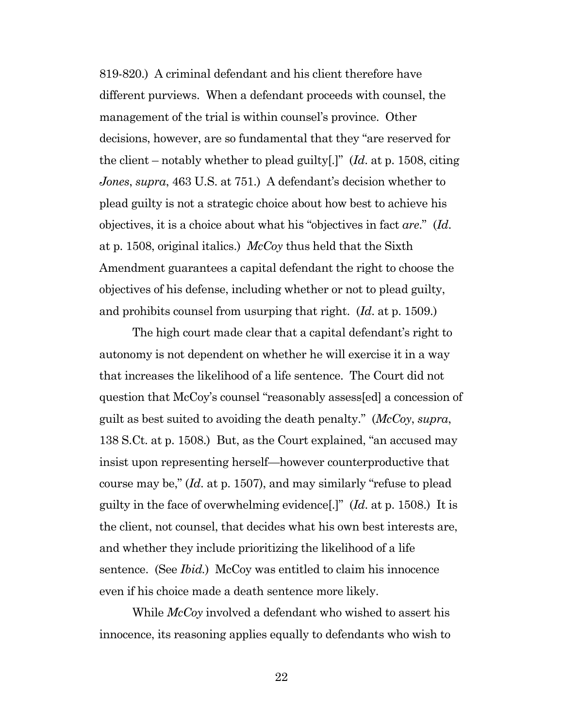819-820.) A criminal defendant and his client therefore have different purviews. When a defendant proceeds with counsel, the management of the trial is within counsel's province. Other decisions, however, are so fundamental that they "are reserved for the client – notably whether to plead guilty[.]" (*Id*. at p. 1508, citing *Jones*, *supra*, 463 U.S. at 751.) A defendant's decision whether to plead guilty is not a strategic choice about how best to achieve his objectives, it is a choice about what his "objectives in fact *are*." (*Id*. at p. 1508, original italics.) *McCoy* thus held that the Sixth Amendment guarantees a capital defendant the right to choose the objectives of his defense, including whether or not to plead guilty, and prohibits counsel from usurping that right. (*Id*. at p. 1509.)

The high court made clear that a capital defendant's right to autonomy is not dependent on whether he will exercise it in a way that increases the likelihood of a life sentence. The Court did not question that McCoy's counsel "reasonably assess[ed] a concession of guilt as best suited to avoiding the death penalty." (*McCoy*, *supra*, 138 S.Ct. at p. 1508.) But, as the Court explained, "an accused may insist upon representing herself—however counterproductive that course may be," (*Id*. at p. 1507), and may similarly "refuse to plead guilty in the face of overwhelming evidence[.]" (*Id*. at p. 1508.) It is the client, not counsel, that decides what his own best interests are, and whether they include prioritizing the likelihood of a life sentence. (See *Ibid.*) McCoy was entitled to claim his innocence even if his choice made a death sentence more likely.

While *McCoy* involved a defendant who wished to assert his innocence, its reasoning applies equally to defendants who wish to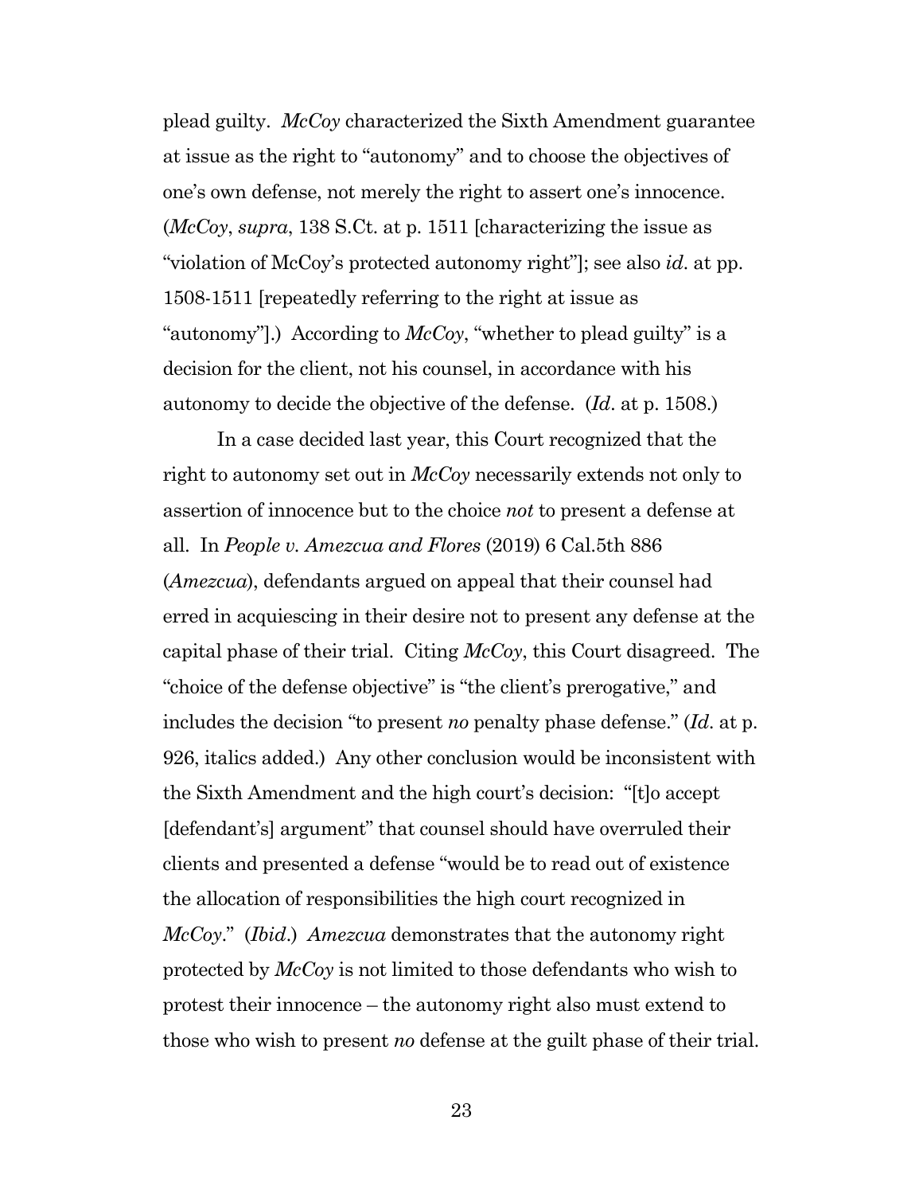plead guilty. *McCoy* characterized the Sixth Amendment guarantee at issue as the right to "autonomy" and to choose the objectives of one's own defense, not merely the right to assert one's innocence. (*McCoy*, *supra*, 138 S.Ct. at p. 1511 [characterizing the issue as "violation of McCoy's protected autonomy right"]; see also *id*. at pp. 1508-1511 [repeatedly referring to the right at issue as "autonomy"].) According to *McCoy*, "whether to plead guilty" is a decision for the client, not his counsel, in accordance with his autonomy to decide the objective of the defense. (*Id*. at p. 1508.)

In a case decided last year, this Court recognized that the right to autonomy set out in *McCoy* necessarily extends not only to assertion of innocence but to the choice *not* to present a defense at all. In *People v. Amezcua and Flores* (2019) 6 Cal.5th 886 (*Amezcua*), defendants argued on appeal that their counsel had erred in acquiescing in their desire not to present any defense at the capital phase of their trial. Citing *McCoy*, this Court disagreed. The "choice of the defense objective" is "the client's prerogative," and includes the decision "to present *no* penalty phase defense." (*Id*. at p. 926, italics added.) Any other conclusion would be inconsistent with the Sixth Amendment and the high court's decision: "[t]o accept [defendant's] argument" that counsel should have overruled their clients and presented a defense "would be to read out of existence the allocation of responsibilities the high court recognized in *McCoy*." (*Ibid*.) *Amezcua* demonstrates that the autonomy right protected by *McCoy* is not limited to those defendants who wish to protest their innocence – the autonomy right also must extend to those who wish to present *no* defense at the guilt phase of their trial.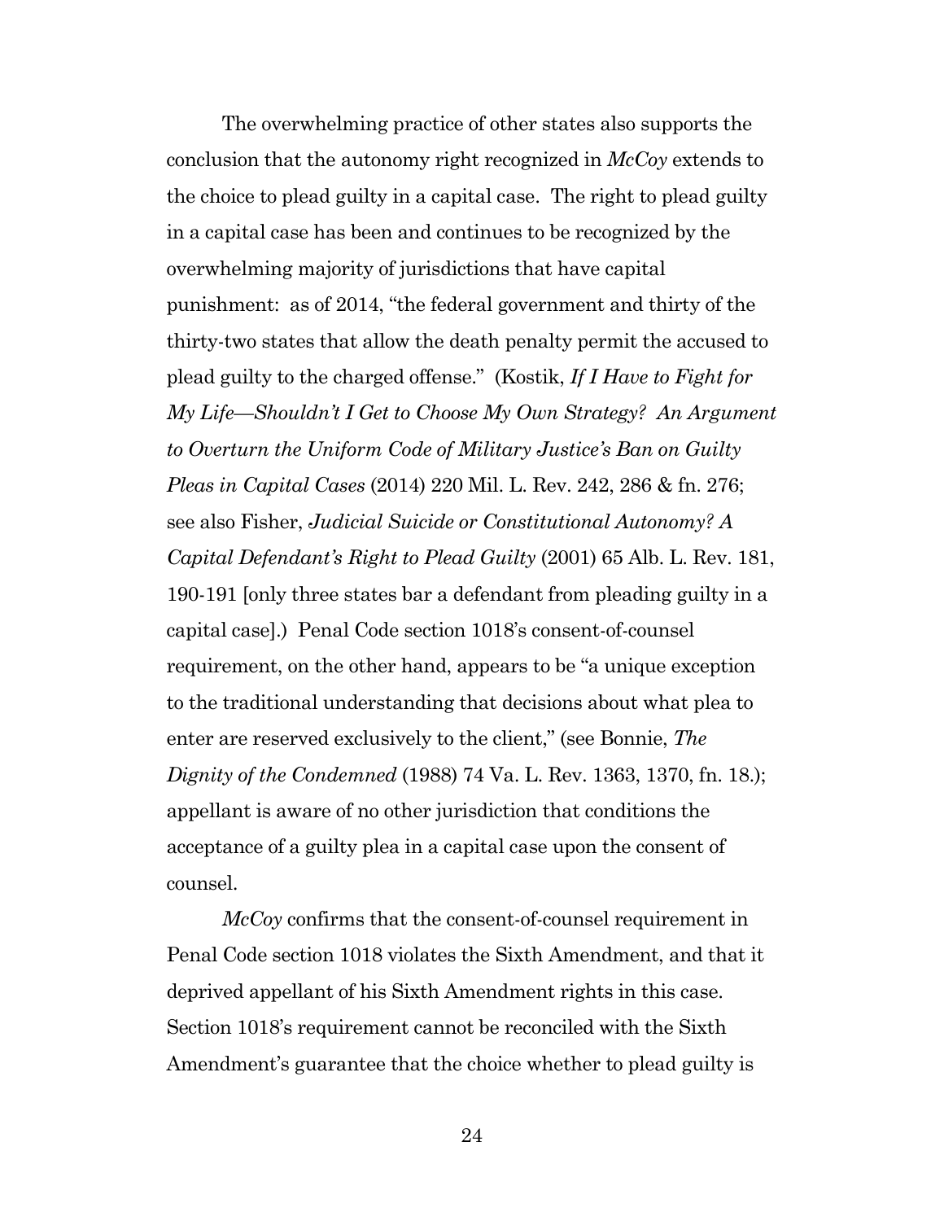The overwhelming practice of other states also supports the conclusion that the autonomy right recognized in *McCoy* extends to the choice to plead guilty in a capital case. The right to plead guilty in a capital case has been and continues to be recognized by the overwhelming majority of jurisdictions that have capital punishment: as of 2014, "the federal government and thirty of the thirty-two states that allow the death penalty permit the accused to plead guilty to the charged offense." (Kostik, *If I Have to Fight for My Life—Shouldn't I Get to Choose My Own Strategy? An Argument to Overturn the Uniform Code of Military Justice's Ban on Guilty Pleas in Capital Cases* (2014) 220 Mil. L. Rev. 242, 286 & fn. 276; see also Fisher, *Judicial Suicide or Constitutional Autonomy? A Capital Defendant's Right to Plead Guilty* (2001) 65 Alb. L. Rev. 181, 190-191 [only three states bar a defendant from pleading guilty in a capital case].) Penal Code section 1018's consent-of-counsel requirement, on the other hand, appears to be "a unique exception to the traditional understanding that decisions about what plea to enter are reserved exclusively to the client," (see Bonnie, *The Dignity of the Condemned* (1988) 74 Va. L. Rev. 1363, 1370, fn. 18.); appellant is aware of no other jurisdiction that conditions the acceptance of a guilty plea in a capital case upon the consent of counsel.

*McCoy* confirms that the consent-of-counsel requirement in Penal Code section 1018 violates the Sixth Amendment, and that it deprived appellant of his Sixth Amendment rights in this case. Section 1018's requirement cannot be reconciled with the Sixth Amendment's guarantee that the choice whether to plead guilty is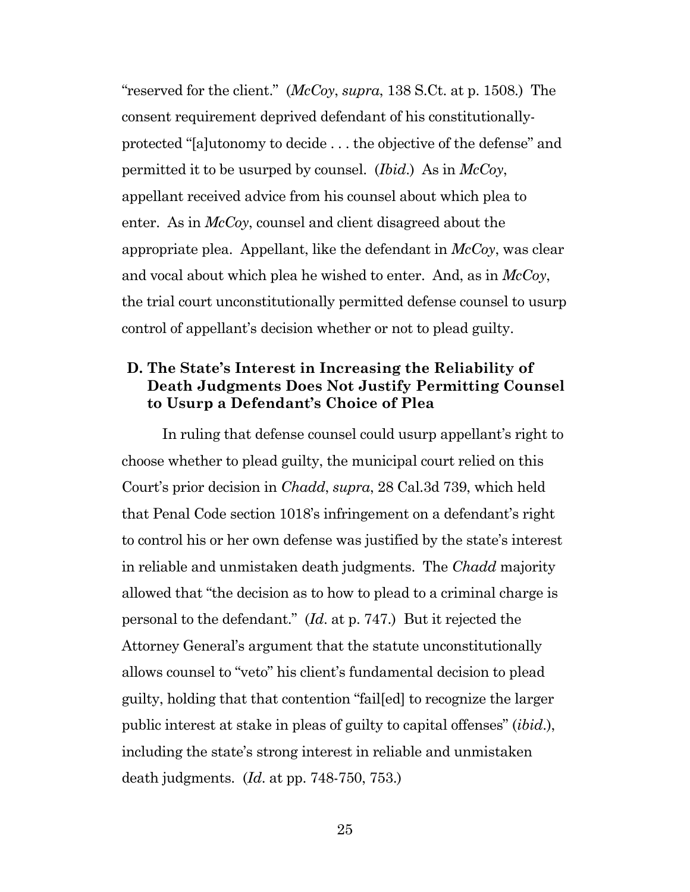"reserved for the client." (*McCoy*, *supra*, 138 S.Ct. at p. 1508.) The consent requirement deprived defendant of his constitutionally-protected "[a]utonomy to decide . . . the objective of the defense" and permitted it to be usurped by counsel. (*Ibid*.) As in *McCoy*, appellant received advice from his counsel about which plea to enter. As in *McCoy*, counsel and client disagreed about the appropriate plea. Appellant, like the defendant in *McCoy*, was clear and vocal about which plea he wished to enter. And, as in *McCoy*, the trial court unconstitutionally permitted defense counsel to usurp control of appellant's decision whether or not to plead guilty.

### D. The State's Interest in Increasing the Reliability of Death Judgments Does Not Justify Permitting Counsel to Usurp a Defendant's Choice of Plea

In ruling that defense counsel could usurp appellant's right to choose whether to plead guilty, the municipal court relied on this Court's prior decision in *Chadd*, *supra*, 28 Cal.3d 739, which held that Penal Code section 1018's infringement on a defendant's right to control his or her own defense was justified by the state's interest in reliable and unmistaken death judgments. The *Chadd* majority allowed that "the decision as to how to plead to a criminal charge is personal to the defendant." (*Id*. at p. 747.) But it rejected the Attorney General's argument that the statute unconstitutionally allows counsel to "veto" his client's fundamental decision to plead guilty, holding that that contention "fail[ed] to recognize the larger public interest at stake in pleas of guilty to capital offenses" (*ibid*.), including the state's strong interest in reliable and unmistaken death judgments. (*Id*. at pp. 748-750, 753.)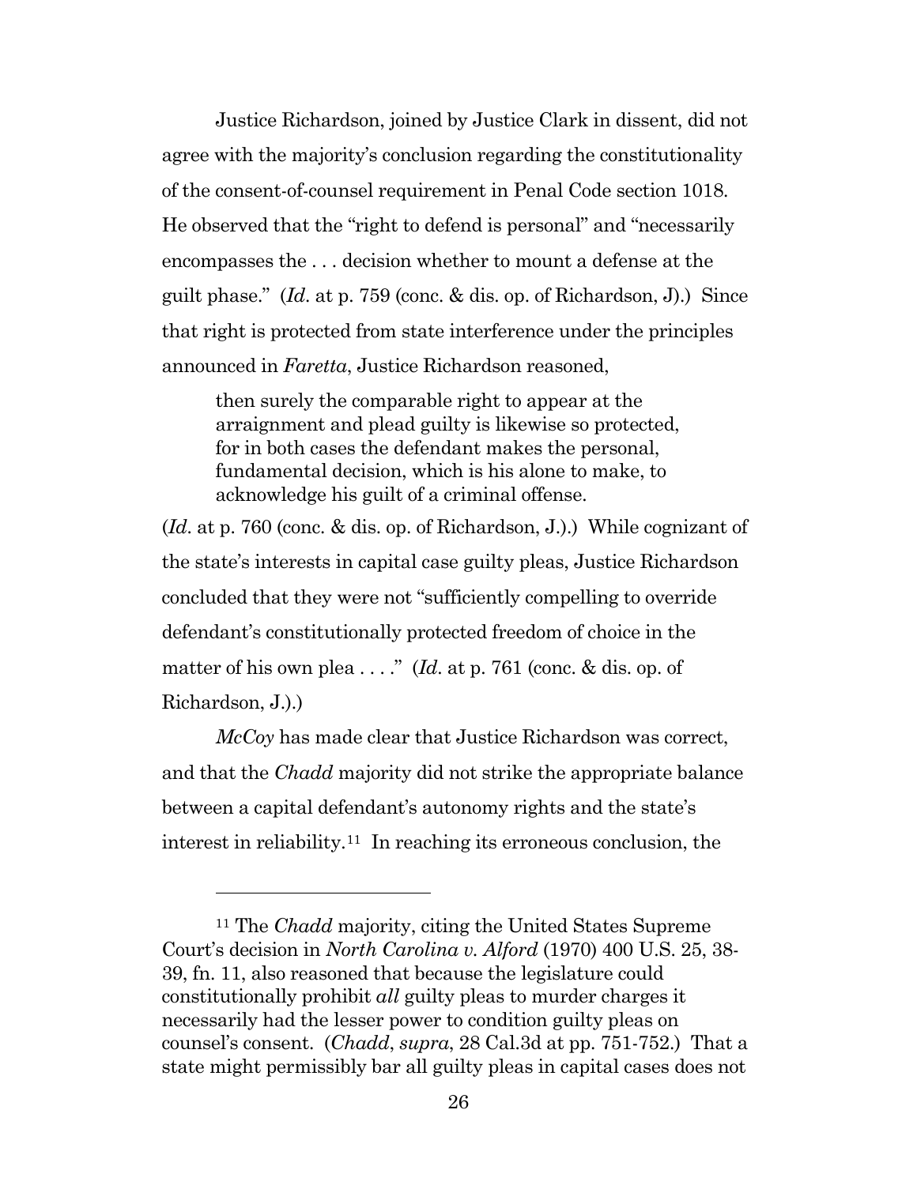Justice Richardson, joined by Justice Clark in dissent, did not agree with the majority's conclusion regarding the constitutionality of the consent-of-counsel requirement in Penal Code section 1018. He observed that the "right to defend is personal" and "necessarily encompasses the . . . decision whether to mount a defense at the guilt phase." (*Id*. at p. 759 (conc. & dis. op. of Richardson, J).) Since that right is protected from state interference under the principles announced in *Faretta*, Justice Richardson reasoned,

> then surely the comparable right to appear at the arraignment and plead guilty is likewise so protected, for in both cases the defendant makes the personal, fundamental decision, which is his alone to make, to acknowledge his guilt of a criminal offense.

(*Id*. at p. 760 (conc. & dis. op. of Richardson, J.).) While cognizant of the state's interests in capital case guilty pleas, Justice Richardson concluded that they were not "sufficiently compelling to override defendant's constitutionally protected freedom of choice in the matter of his own plea . . . ." (*Id*. at p. 761 (conc. & dis. op. of Richardson, J.).)

*McCoy* has made clear that Justice Richardson was correct, and that the *Chadd* majority did not strike the appropriate balance between a capital defendant's autonomy rights and the state's interest in reliability.[11] In reaching its erroneous conclusion, the

[11] The *Chadd* majority, citing the United States Supreme Court's decision in *North Carolina v. Alford* (1970) 400 U.S. 25, 38-39, fn. 11, also reasoned that because the legislature could constitutionally prohibit *all* guilty pleas to murder charges it necessarily had the lesser power to condition guilty pleas on counsel's consent. (*Chadd*, *supra*, 28 Cal.3d at pp. 751-752.) That a state might permissibly bar all guilty pleas in capital cases does not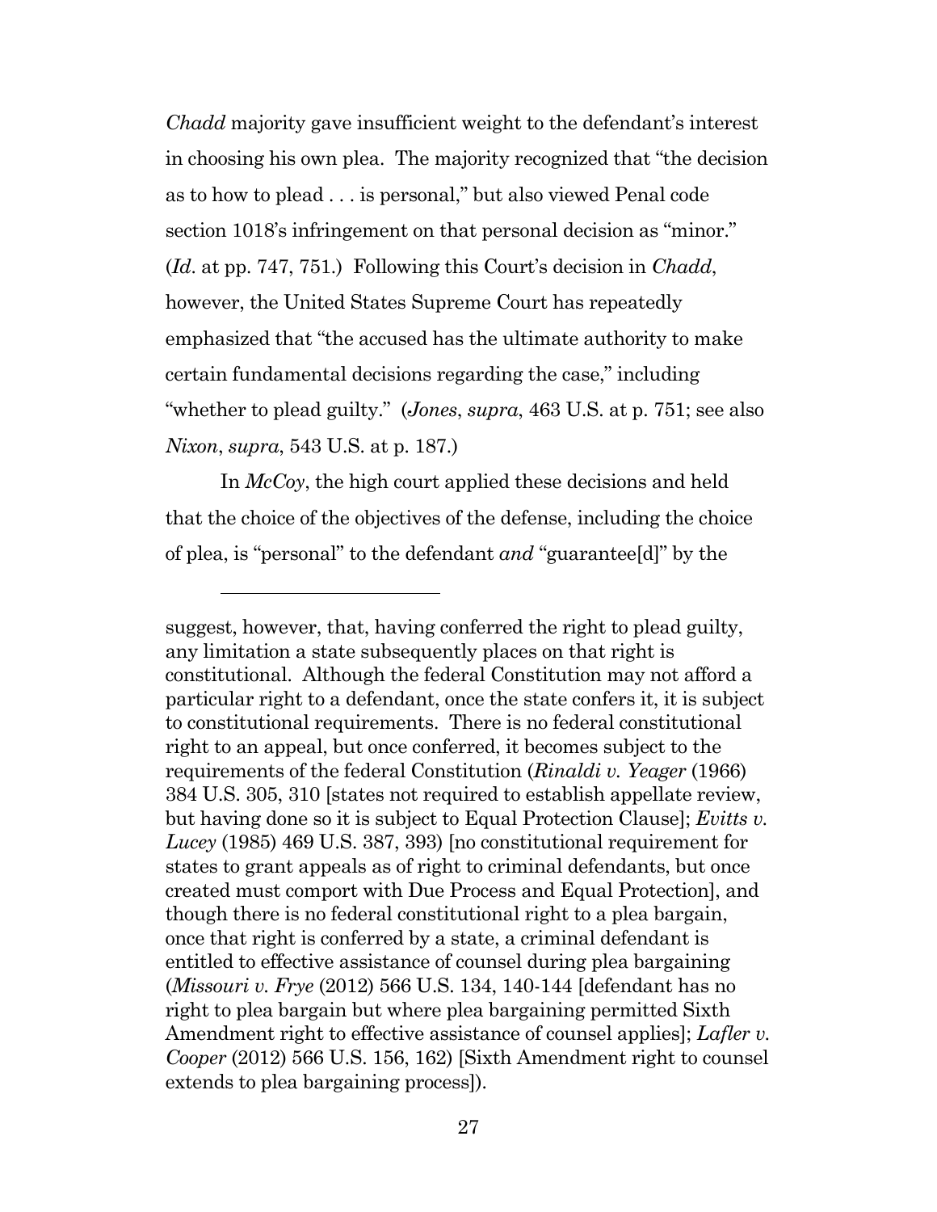*Chadd* majority gave insufficient weight to the defendant's interest in choosing his own plea. The majority recognized that "the decision as to how to plead . . . is personal," but also viewed Penal code section 1018's infringement on that personal decision as "minor." (*Id*. at pp. 747, 751.) Following this Court's decision in *Chadd*, however, the United States Supreme Court has repeatedly emphasized that "the accused has the ultimate authority to make certain fundamental decisions regarding the case," including "whether to plead guilty." (*Jones*, *supra*, 463 U.S. at p. 751; see also *Nixon*, *supra*, 543 U.S. at p. 187.)

In *McCoy*, the high court applied these decisions and held that the choice of the objectives of the defense, including the choice of plea, is "personal" to the defendant *and* "guarantee[d]" by the

---

suggest, however, that, having conferred the right to plead guilty, any limitation a state subsequently places on that right is constitutional. Although the federal Constitution may not afford a particular right to a defendant, once the state confers it, it is subject to constitutional requirements. There is no federal constitutional right to an appeal, but once conferred, it becomes subject to the requirements of the federal Constitution (*Rinaldi v. Yeager* (1966) 384 U.S. 305, 310 [states not required to establish appellate review, but having done so it is subject to Equal Protection Clause]; *Evitts v. Lucey* (1985) 469 U.S. 387, 393) [no constitutional requirement for states to grant appeals as of right to criminal defendants, but once created must comport with Due Process and Equal Protection], and though there is no federal constitutional right to a plea bargain, once that right is conferred by a state, a criminal defendant is entitled to effective assistance of counsel during plea bargaining (*Missouri v. Frye* (2012) 566 U.S. 134, 140-144 [defendant has no right to plea bargain but where plea bargaining permitted Sixth Amendment right to effective assistance of counsel applies]; *Lafler v. Cooper* (2012) 566 U.S. 156, 162) [Sixth Amendment right to counsel extends to plea bargaining process]).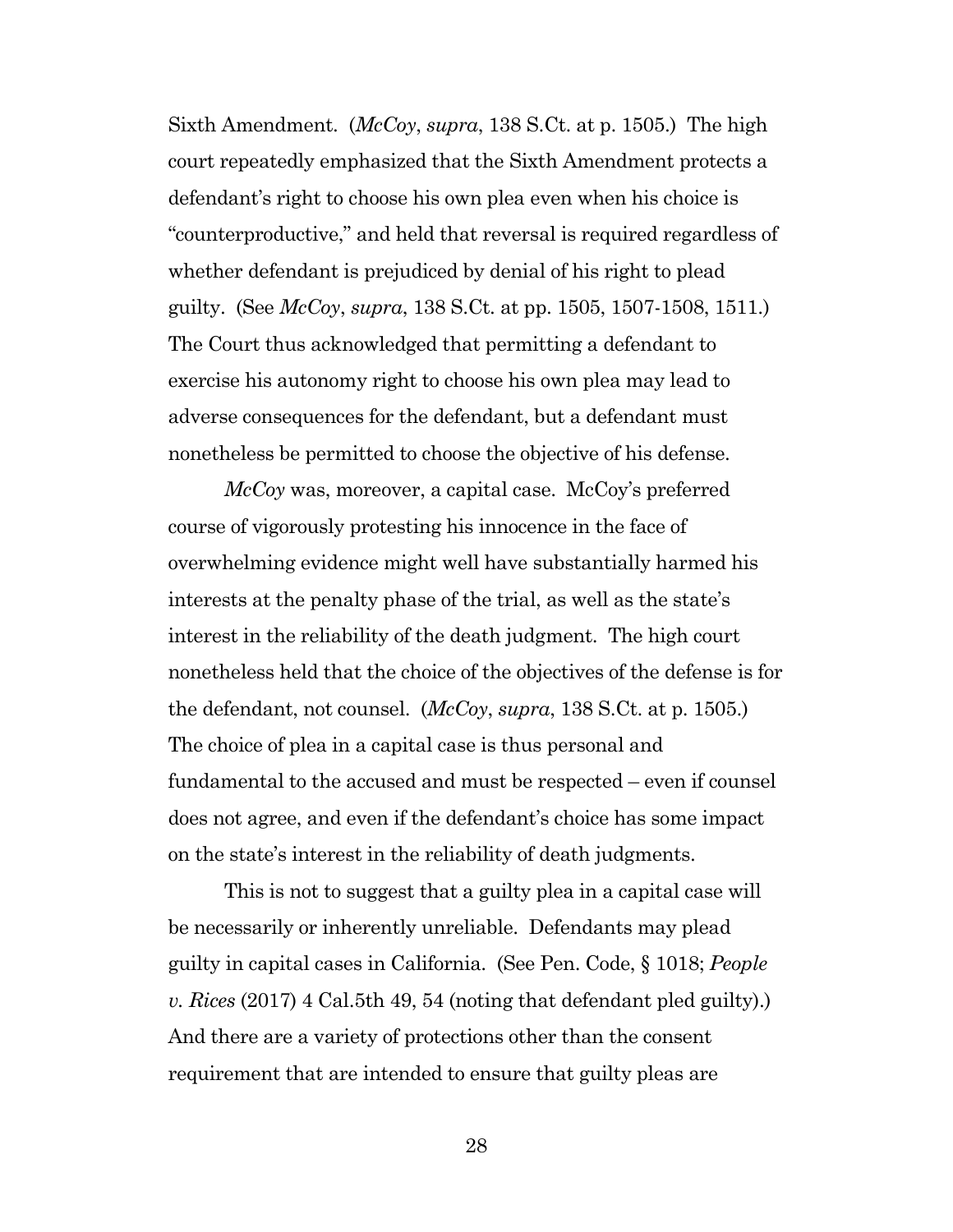Sixth Amendment. (*McCoy*, *supra*, 138 S.Ct. at p. 1505.) The high court repeatedly emphasized that the Sixth Amendment protects a defendant's right to choose his own plea even when his choice is "counterproductive," and held that reversal is required regardless of whether defendant is prejudiced by denial of his right to plead guilty. (See *McCoy*, *supra*, 138 S.Ct. at pp. 1505, 1507-1508, 1511.) The Court thus acknowledged that permitting a defendant to exercise his autonomy right to choose his own plea may lead to adverse consequences for the defendant, but a defendant must nonetheless be permitted to choose the objective of his defense.

*McCoy* was, moreover, a capital case. McCoy's preferred course of vigorously protesting his innocence in the face of overwhelming evidence might well have substantially harmed his interests at the penalty phase of the trial, as well as the state's interest in the reliability of the death judgment. The high court nonetheless held that the choice of the objectives of the defense is for the defendant, not counsel. (*McCoy*, *supra*, 138 S.Ct. at p. 1505.) The choice of plea in a capital case is thus personal and fundamental to the accused and must be respected – even if counsel does not agree, and even if the defendant's choice has some impact on the state's interest in the reliability of death judgments.

This is not to suggest that a guilty plea in a capital case will be necessarily or inherently unreliable. Defendants may plead guilty in capital cases in California. (See Pen. Code, § 1018; *People v. Rices* (2017) 4 Cal.5th 49, 54 (noting that defendant pled guilty).) And there are a variety of protections other than the consent requirement that are intended to ensure that guilty pleas are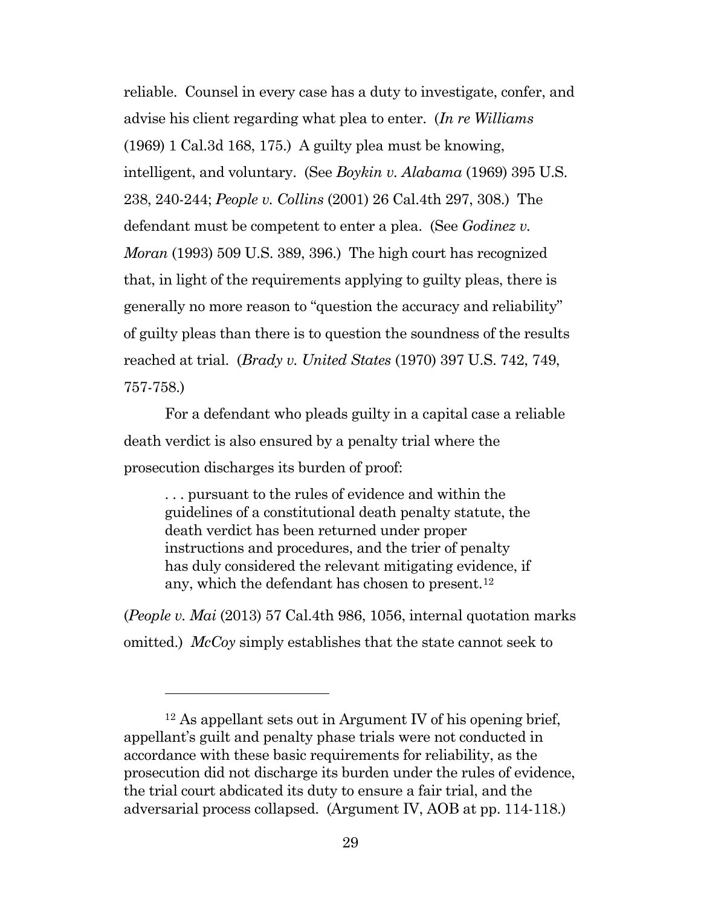reliable. Counsel in every case has a duty to investigate, confer, and advise his client regarding what plea to enter. (*In re Williams* (1969) 1 Cal.3d 168, 175.) A guilty plea must be knowing, intelligent, and voluntary. (See *Boykin v. Alabama* (1969) 395 U.S. 238, 240-244; *People v. Collins* (2001) 26 Cal.4th 297, 308.) The defendant must be competent to enter a plea. (See *Godinez v. Moran* (1993) 509 U.S. 389, 396.) The high court has recognized that, in light of the requirements applying to guilty pleas, there is generally no more reason to "question the accuracy and reliability" of guilty pleas than there is to question the soundness of the results reached at trial. (*Brady v. United States* (1970) 397 U.S. 742, 749, 757-758.)

For a defendant who pleads guilty in a capital case a reliable death verdict is also ensured by a penalty trial where the prosecution discharges its burden of proof:

> . . . pursuant to the rules of evidence and within the guidelines of a constitutional death penalty statute, the death verdict has been returned under proper instructions and procedures, and the trier of penalty has duly considered the relevant mitigating evidence, if any, which the defendant has chosen to present.[12]

(*People v. Mai* (2013) 57 Cal.4th 986, 1056, internal quotation marks omitted.) *McCoy* simply establishes that the state cannot seek to

---

[12] As appellant sets out in Argument IV of his opening brief, appellant's guilt and penalty phase trials were not conducted in accordance with these basic requirements for reliability, as the prosecution did not discharge its burden under the rules of evidence, the trial court abdicated its duty to ensure a fair trial, and the adversarial process collapsed. (Argument IV, AOB at pp. 114-118.)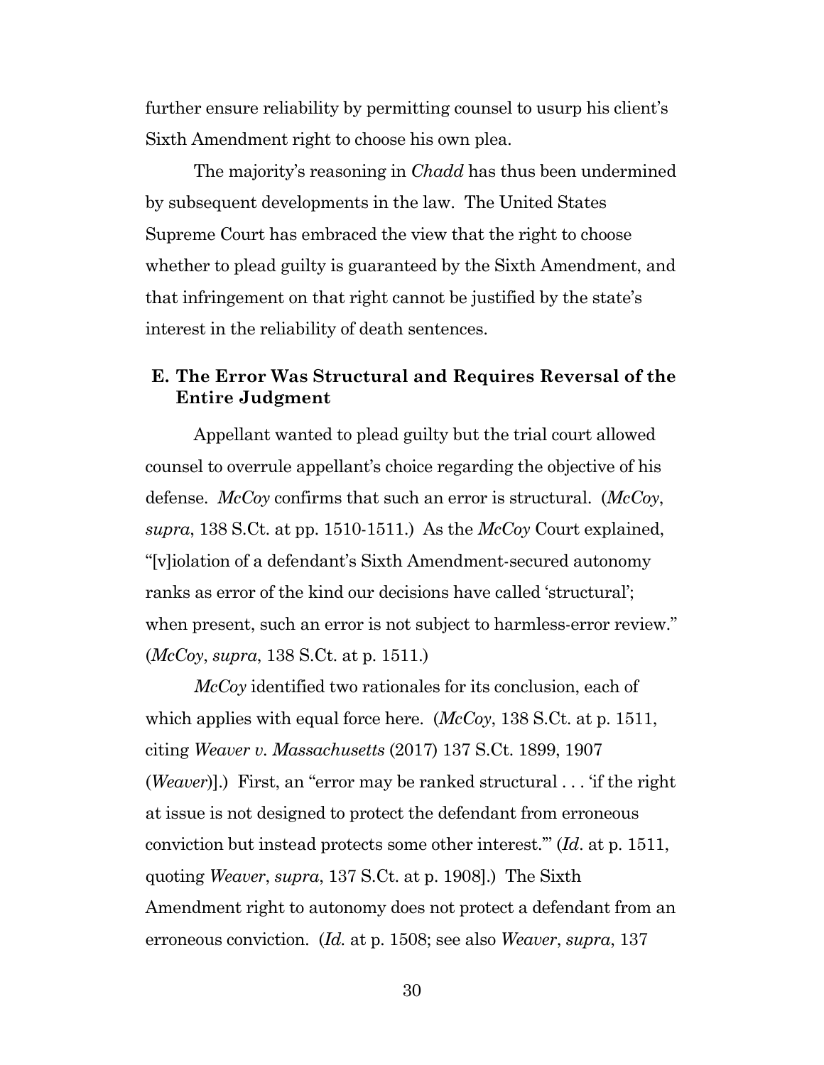further ensure reliability by permitting counsel to usurp his client's Sixth Amendment right to choose his own plea.

The majority's reasoning in *Chadd* has thus been undermined by subsequent developments in the law. The United States Supreme Court has embraced the view that the right to choose whether to plead guilty is guaranteed by the Sixth Amendment, and that infringement on that right cannot be justified by the state's interest in the reliability of death sentences.

### E. The Error Was Structural and Requires Reversal of the Entire Judgment

Appellant wanted to plead guilty but the trial court allowed counsel to overrule appellant's choice regarding the objective of his defense. *McCoy* confirms that such an error is structural. (*McCoy*, *supra*, 138 S.Ct. at pp. 1510-1511.) As the *McCoy* Court explained, "[v]iolation of a defendant's Sixth Amendment-secured autonomy ranks as error of the kind our decisions have called 'structural'; when present, such an error is not subject to harmless-error review." (*McCoy*, *supra*, 138 S.Ct. at p. 1511.)

*McCoy* identified two rationales for its conclusion, each of which applies with equal force here. (*McCoy*, 138 S.Ct. at p. 1511, citing *Weaver v. Massachusetts* (2017) 137 S.Ct. 1899, 1907 (*Weaver*)].) First, an "error may be ranked structural . . . 'if the right at issue is not designed to protect the defendant from erroneous conviction but instead protects some other interest.'" (*Id*. at p. 1511, quoting *Weaver*, *supra*, 137 S.Ct. at p. 1908].) The Sixth Amendment right to autonomy does not protect a defendant from an erroneous conviction. (*Id.* at p. 1508; see also *Weaver*, *supra*, 137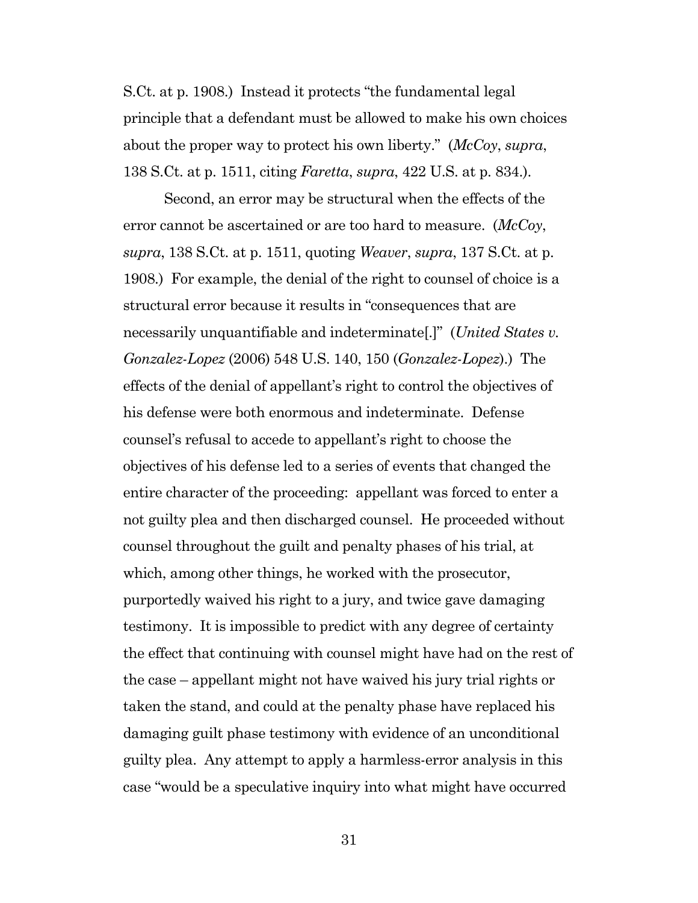S.Ct. at p. 1908.) Instead it protects "the fundamental legal principle that a defendant must be allowed to make his own choices about the proper way to protect his own liberty." (*McCoy*, *supra*, 138 S.Ct. at p. 1511, citing *Faretta*, *supra*, 422 U.S. at p. 834.).

Second, an error may be structural when the effects of the error cannot be ascertained or are too hard to measure. (*McCoy*, *supra*, 138 S.Ct. at p. 1511, quoting *Weaver*, *supra*, 137 S.Ct. at p. 1908.) For example, the denial of the right to counsel of choice is a structural error because it results in "consequences that are necessarily unquantifiable and indeterminate[.]" (*United States v. Gonzalez-Lopez* (2006) 548 U.S. 140, 150 (*Gonzalez-Lopez*).) The effects of the denial of appellant's right to control the objectives of his defense were both enormous and indeterminate. Defense counsel's refusal to accede to appellant's right to choose the objectives of his defense led to a series of events that changed the entire character of the proceeding: appellant was forced to enter a not guilty plea and then discharged counsel. He proceeded without counsel throughout the guilt and penalty phases of his trial, at which, among other things, he worked with the prosecutor, purportedly waived his right to a jury, and twice gave damaging testimony. It is impossible to predict with any degree of certainty the effect that continuing with counsel might have had on the rest of the case – appellant might not have waived his jury trial rights or taken the stand, and could at the penalty phase have replaced his damaging guilt phase testimony with evidence of an unconditional guilty plea. Any attempt to apply a harmless-error analysis in this case "would be a speculative inquiry into what might have occurred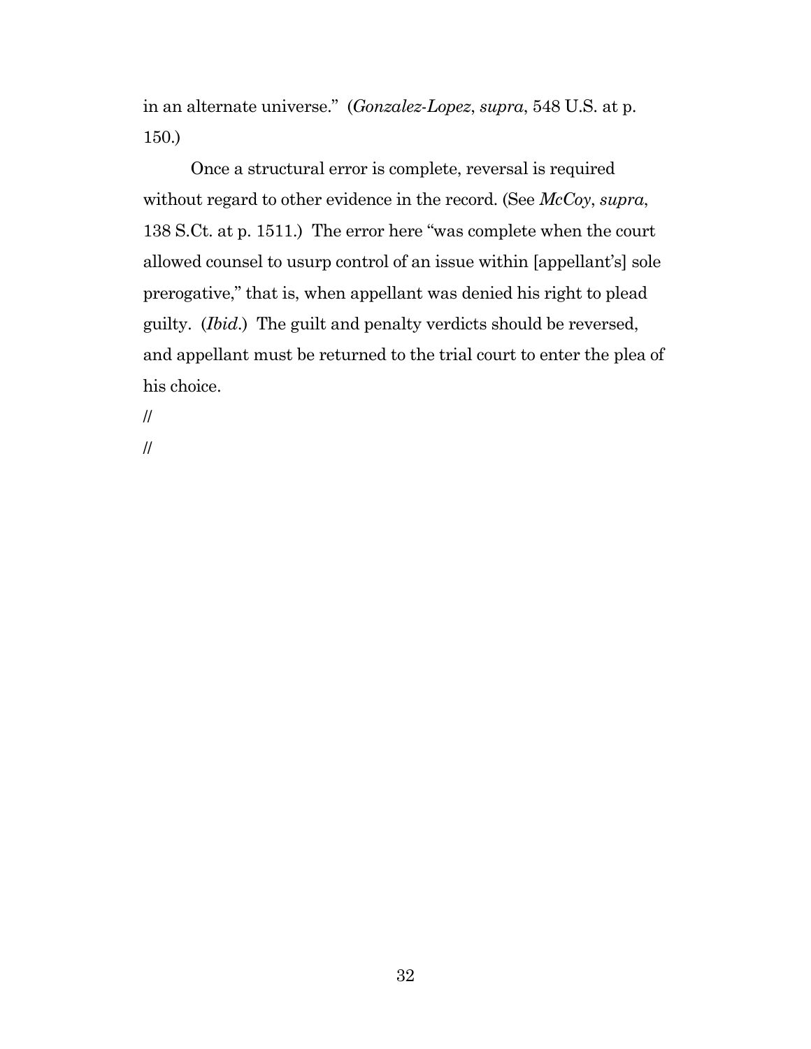in an alternate universe." (*Gonzalez-Lopez*, *supra*, 548 U.S. at p. 150.)

Once a structural error is complete, reversal is required without regard to other evidence in the record. (See *McCoy*, *supra*, 138 S.Ct. at p. 1511.) The error here "was complete when the court allowed counsel to usurp control of an issue within [appellant's] sole prerogative," that is, when appellant was denied his right to plead guilty. (*Ibid.*) The guilt and penalty verdicts should be reversed, and appellant must be returned to the trial court to enter the plea of his choice.

//

//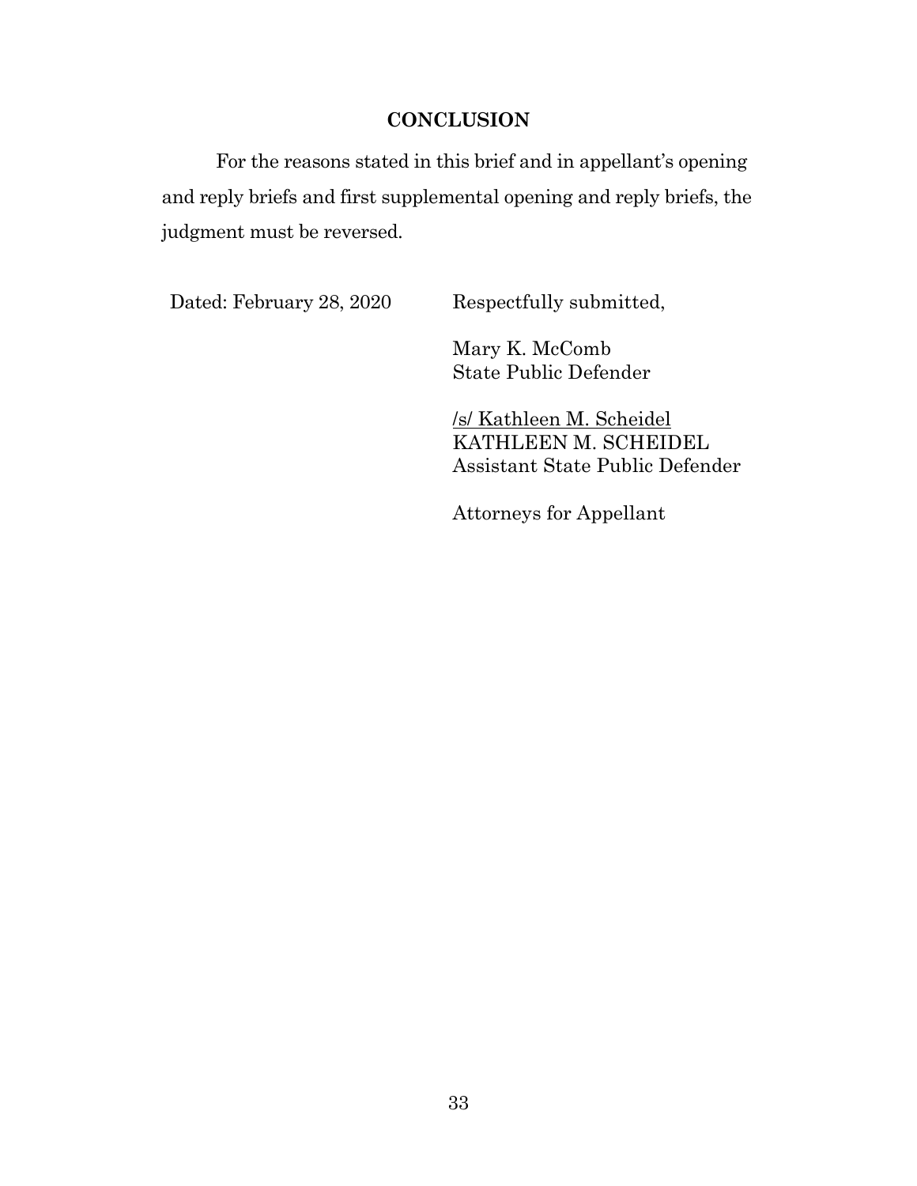## CONCLUSION

For the reasons stated in this brief and in appellant's opening and reply briefs and first supplemental opening and reply briefs, the judgment must be reversed.

Dated: February 28, 2020

Respectfully submitted,

Mary K. McComb
State Public Defender

/s/ Kathleen M. Scheidel
KATHLEEN M. SCHEIDEL
Assistant State Public Defender

Attorneys for Appellant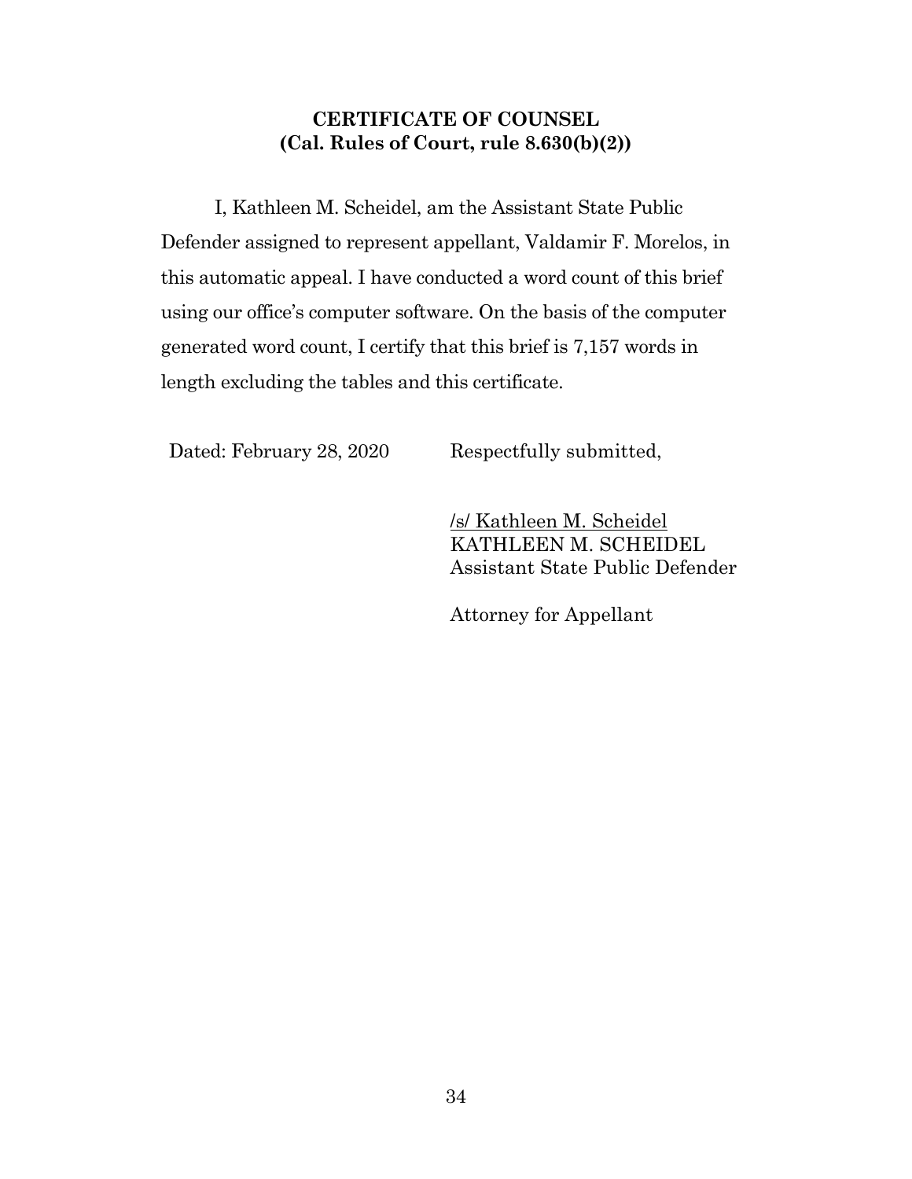**CERTIFICATE OF COUNSEL**
**(Cal. Rules of Court, rule 8.630(b)(2))**

I, Kathleen M. Scheidel, am the Assistant State Public Defender assigned to represent appellant, Valdamir F. Morelos, in this automatic appeal. I have conducted a word count of this brief using our office's computer software. On the basis of the computer generated word count, I certify that this brief is 7,157 words in length excluding the tables and this certificate.

Dated: February 28, 2020

Respectfully submitted,

/s/ Kathleen M. Scheidel
KATHLEEN M. SCHEIDEL
Assistant State Public Defender

Attorney for Appellant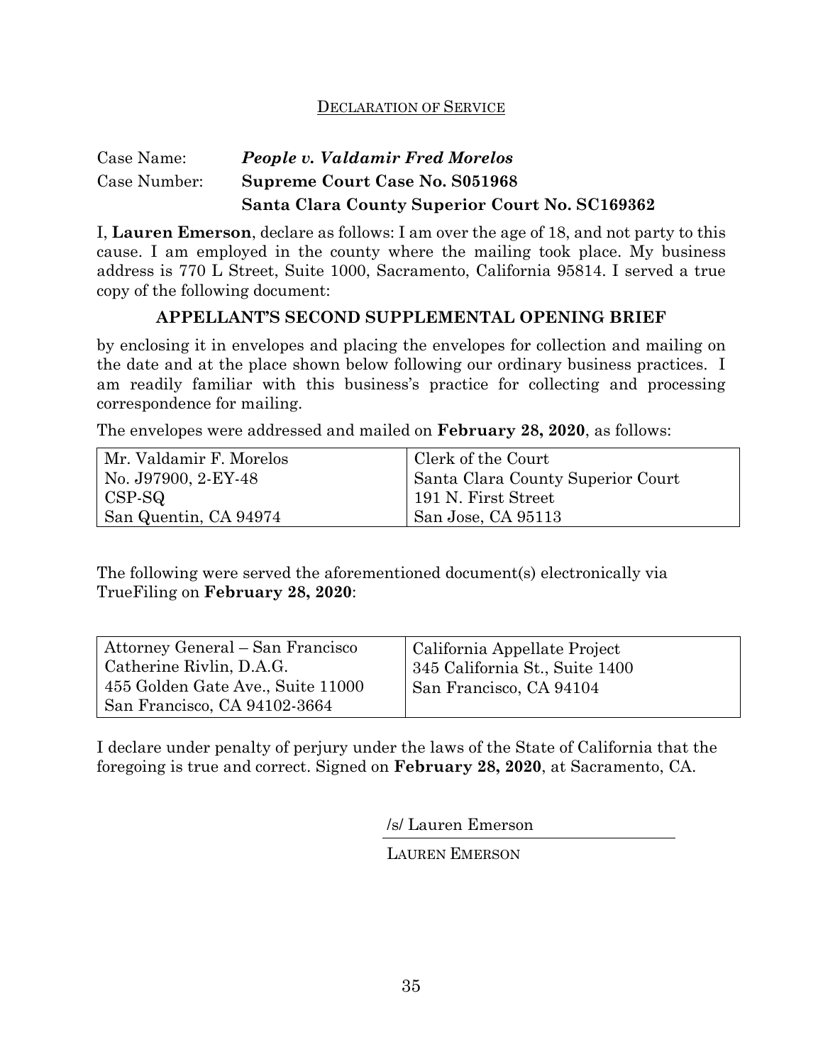## DECLARATION OF SERVICE

Case Name: ***People v. Valdamir Fred Morelos***
Case Number: **Supreme Court Case No. S051968**
**Santa Clara County Superior Court No. SC169362**

I, **Lauren Emerson**, declare as follows: I am over the age of 18, and not party to this cause. I am employed in the county where the mailing took place. My business address is 770 L Street, Suite 1000, Sacramento, California 95814. I served a true copy of the following document:

**APPELLANT'S SECOND SUPPLEMENTAL OPENING BRIEF**

by enclosing it in envelopes and placing the envelopes for collection and mailing on the date and at the place shown below following our ordinary business practices. I am readily familiar with this business's practice for collecting and processing correspondence for mailing.

The envelopes were addressed and mailed on **February 28, 2020**, as follows:

| | |
|---|---|
| Mr. Valdamir F. Morelos<br>No. J97900, 2-EY-48<br>CSP-SQ<br>San Quentin, CA 94974 | Clerk of the Court<br>Santa Clara County Superior Court<br>191 N. First Street<br>San Jose, CA 95113 |

The following were served the aforementioned document(s) electronically via TrueFiling on **February 28, 2020**:

| | |
|---|---|
| Attorney General – San Francisco<br>Catherine Rivlin, D.A.G.<br>455 Golden Gate Ave., Suite 11000<br>San Francisco, CA 94102-3664 | California Appellate Project<br>345 California St., Suite 1400<br>San Francisco, CA 94104 |

I declare under penalty of perjury under the laws of the State of California that the foregoing is true and correct. Signed on **February 28, 2020**, at Sacramento, CA.

/s/ Lauren Emerson

LAUREN EMERSON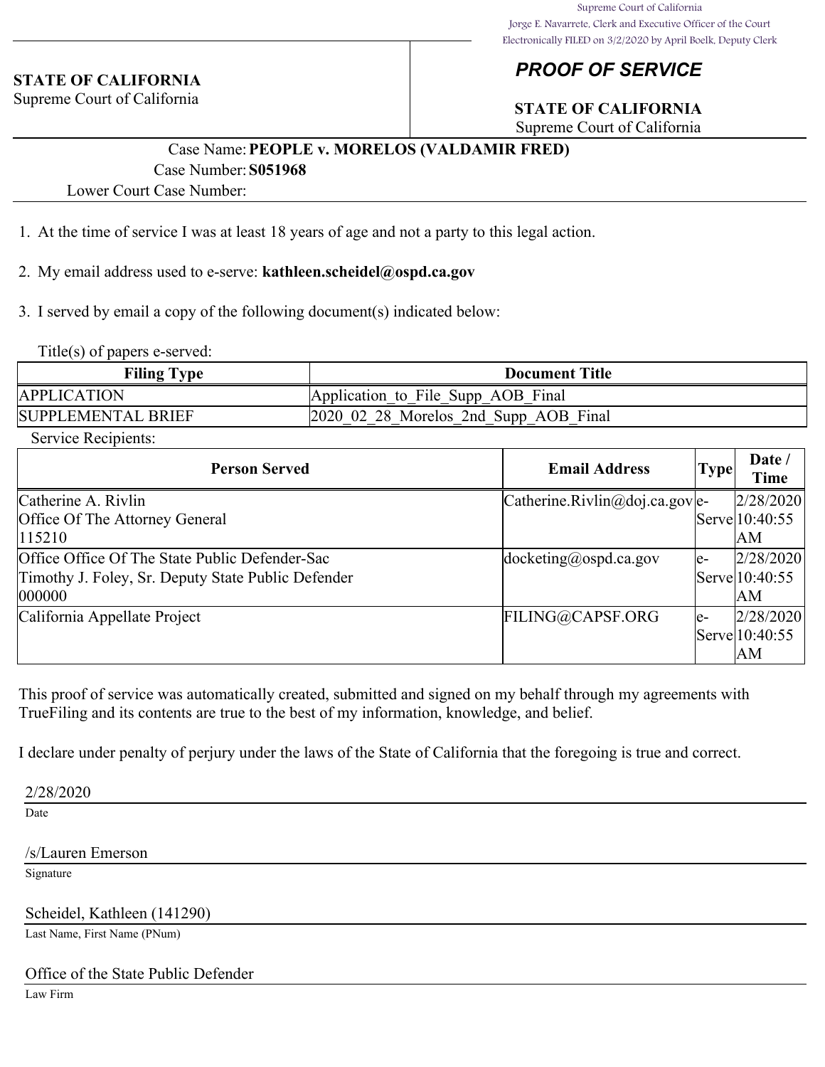Supreme Court of California
Jorge E. Navarrete, Clerk and Executive Officer of the Court
Electronically FILED on 3/2/2020 by April Boelk, Deputy Clerk

**STATE OF CALIFORNIA**
Supreme Court of California

## *PROOF OF SERVICE*

**STATE OF CALIFORNIA**
Supreme Court of California

Case Name: **PEOPLE v. MORELOS (VALDAMIR FRED)**
Case Number: **S051968**
Lower Court Case Number:

1. At the time of service I was at least 18 years of age and not a party to this legal action.

2. My email address used to e-serve: **kathleen.scheidel@ospd.ca.gov**

3. I served by email a copy of the following document(s) indicated below:

Title(s) of papers e-served:

| Filing Type | Document Title |
|---|---|
| APPLICATION | Application_to_File_Supp_AOB_Final |
| SUPPLEMENTAL BRIEF | 2020_02_28_Morelos_2nd_Supp_AOB_Final |

Service Recipients:

| Person Served | Email Address | Type | Date / Time |
|---|---|---|---|
| Catherine A. Rivlin<br>Office Of The Attorney General<br>115210 | Catherine.Rivlin@doj.ca.gov | e-Serve | 2/28/2020 10:40:55 AM |
| Office Office Of The State Public Defender-Sac<br>Timothy J. Foley, Sr. Deputy State Public Defender<br>000000 | docketing@ospd.ca.gov | e-Serve | 2/28/2020 10:40:55 AM |
| California Appellate Project | FILING@CAPSF.ORG | e-Serve | 2/28/2020 10:40:55 AM |

This proof of service was automatically created, submitted and signed on my behalf through my agreements with TrueFiling and its contents are true to the best of my information, knowledge, and belief.

I declare under penalty of perjury under the laws of the State of California that the foregoing is true and correct.

2/28/2020
Date

/s/Lauren Emerson
Signature

Scheidel, Kathleen (141290)
Last Name, First Name (PNum)

Office of the State Public Defender
Law Firm